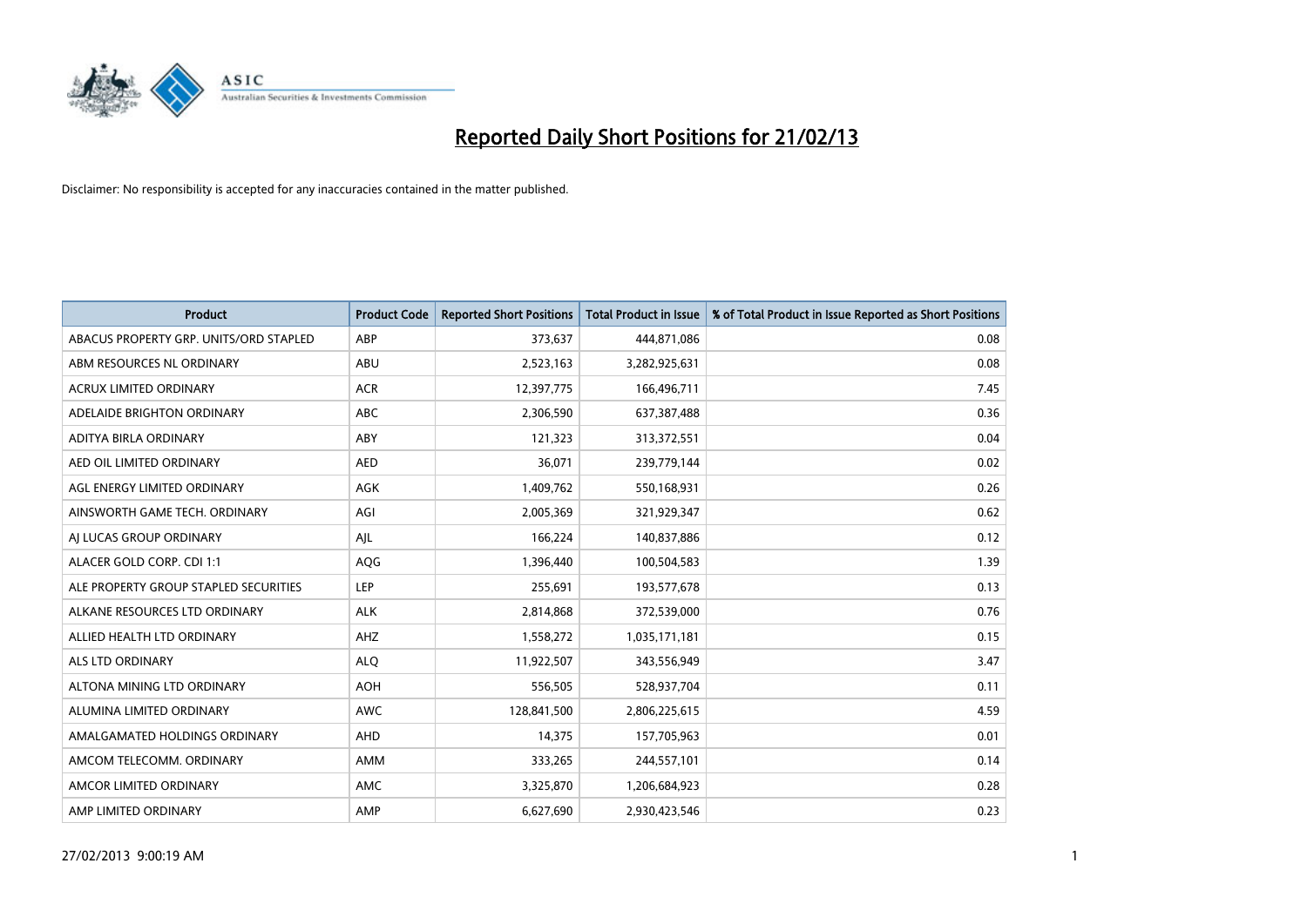# Reported Daily Short Positions for 21/02/13

Disclaimer: No responsibility is accepted for any inaccuracies contained in the matter published.

| Product | Product Code | Reported Short Positions | Total Product in Issue | % of Total Product in Issue Reported as Short Positions |
|---|---|---|---|---|
| ABACUS PROPERTY GRP. UNITS/ORD STAPLED | ABP | 373,637 | 444,871,086 | 0.08 |
| ABM RESOURCES NL ORDINARY | ABU | 2,523,163 | 3,282,925,631 | 0.08 |
| ACRUX LIMITED ORDINARY | ACR | 12,397,775 | 166,496,711 | 7.45 |
| ADELAIDE BRIGHTON ORDINARY | ABC | 2,306,590 | 637,387,488 | 0.36 |
| ADITYA BIRLA ORDINARY | ABY | 121,323 | 313,372,551 | 0.04 |
| AED OIL LIMITED ORDINARY | AED | 36,071 | 239,779,144 | 0.02 |
| AGL ENERGY LIMITED ORDINARY | AGK | 1,409,762 | 550,168,931 | 0.26 |
| AINSWORTH GAME TECH. ORDINARY | AGI | 2,005,369 | 321,929,347 | 0.62 |
| AJ LUCAS GROUP ORDINARY | AJL | 166,224 | 140,837,886 | 0.12 |
| ALACER GOLD CORP. CDI 1:1 | AQG | 1,396,440 | 100,504,583 | 1.39 |
| ALE PROPERTY GROUP STAPLED SECURITIES | LEP | 255,691 | 193,577,678 | 0.13 |
| ALKANE RESOURCES LTD ORDINARY | ALK | 2,814,868 | 372,539,000 | 0.76 |
| ALLIED HEALTH LTD ORDINARY | AHZ | 1,558,272 | 1,035,171,181 | 0.15 |
| ALS LTD ORDINARY | ALQ | 11,922,507 | 343,556,949 | 3.47 |
| ALTONA MINING LTD ORDINARY | AOH | 556,505 | 528,937,704 | 0.11 |
| ALUMINA LIMITED ORDINARY | AWC | 128,841,500 | 2,806,225,615 | 4.59 |
| AMALGAMATED HOLDINGS ORDINARY | AHD | 14,375 | 157,705,963 | 0.01 |
| AMCOM TELECOMM. ORDINARY | AMM | 333,265 | 244,557,101 | 0.14 |
| AMCOR LIMITED ORDINARY | AMC | 3,325,870 | 1,206,684,923 | 0.28 |
| AMP LIMITED ORDINARY | AMP | 6,627,690 | 2,930,423,546 | 0.23 |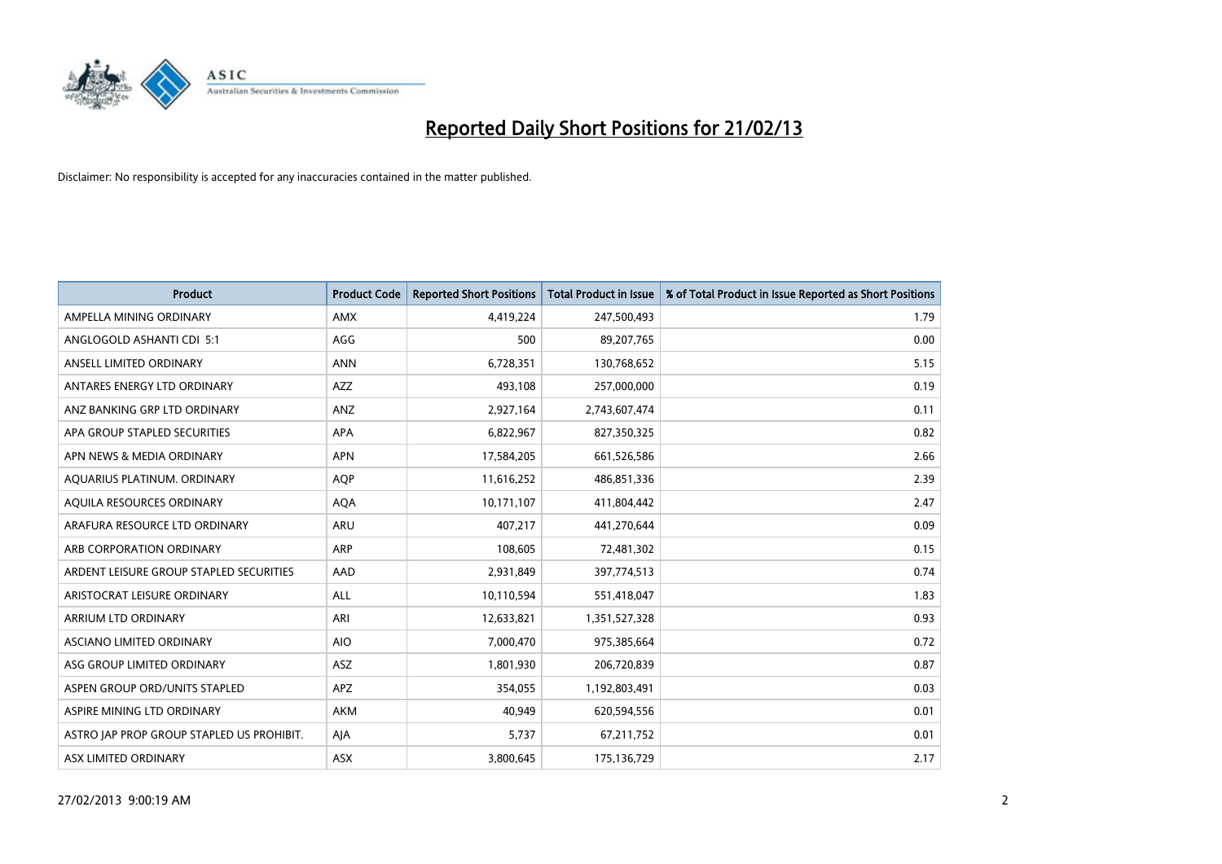# Reported Daily Short Positions for 21/02/13

Disclaimer: No responsibility is accepted for any inaccuracies contained in the matter published.

| Product | Product Code | Reported Short Positions | Total Product in Issue | % of Total Product in Issue Reported as Short Positions |
|---|---|---|---|---|
| AMPELLA MINING ORDINARY | AMX | 4,419,224 | 247,500,493 | 1.79 |
| ANGLOGOLD ASHANTI CDI 5:1 | AGG | 500 | 89,207,765 | 0.00 |
| ANSELL LIMITED ORDINARY | ANN | 6,728,351 | 130,768,652 | 5.15 |
| ANTARES ENERGY LTD ORDINARY | AZZ | 493,108 | 257,000,000 | 0.19 |
| ANZ BANKING GRP LTD ORDINARY | ANZ | 2,927,164 | 2,743,607,474 | 0.11 |
| APA GROUP STAPLED SECURITIES | APA | 6,822,967 | 827,350,325 | 0.82 |
| APN NEWS & MEDIA ORDINARY | APN | 17,584,205 | 661,526,586 | 2.66 |
| AQUARIUS PLATINUM. ORDINARY | AQP | 11,616,252 | 486,851,336 | 2.39 |
| AQUILA RESOURCES ORDINARY | AQA | 10,171,107 | 411,804,442 | 2.47 |
| ARAFURA RESOURCE LTD ORDINARY | ARU | 407,217 | 441,270,644 | 0.09 |
| ARB CORPORATION ORDINARY | ARP | 108,605 | 72,481,302 | 0.15 |
| ARDENT LEISURE GROUP STAPLED SECURITIES | AAD | 2,931,849 | 397,774,513 | 0.74 |
| ARISTOCRAT LEISURE ORDINARY | ALL | 10,110,594 | 551,418,047 | 1.83 |
| ARRIUM LTD ORDINARY | ARI | 12,633,821 | 1,351,527,328 | 0.93 |
| ASCIANO LIMITED ORDINARY | AIO | 7,000,470 | 975,385,664 | 0.72 |
| ASG GROUP LIMITED ORDINARY | ASZ | 1,801,930 | 206,720,839 | 0.87 |
| ASPEN GROUP ORD/UNITS STAPLED | APZ | 354,055 | 1,192,803,491 | 0.03 |
| ASPIRE MINING LTD ORDINARY | AKM | 40,949 | 620,594,556 | 0.01 |
| ASTRO JAP PROP GROUP STAPLED US PROHIBIT. | AJA | 5,737 | 67,211,752 | 0.01 |
| ASX LIMITED ORDINARY | ASX | 3,800,645 | 175,136,729 | 2.17 |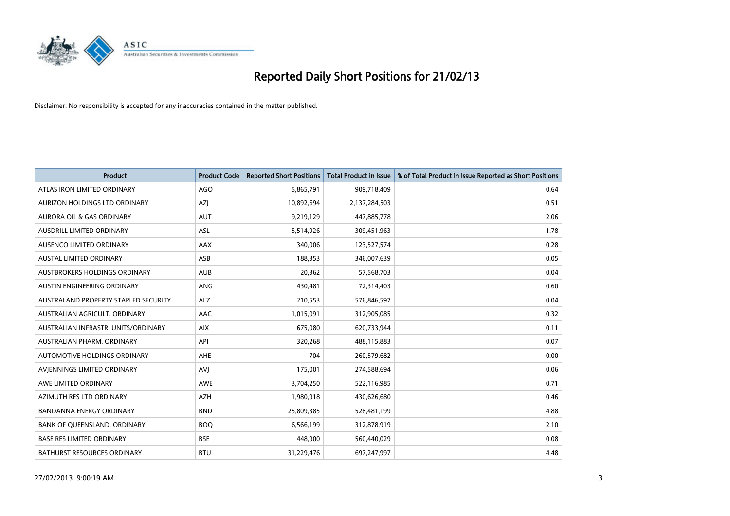# Reported Daily Short Positions for 21/02/13

Disclaimer: No responsibility is accepted for any inaccuracies contained in the matter published.

| Product | Product Code | Reported Short Positions | Total Product in Issue | % of Total Product in Issue Reported as Short Positions |
|---|---|---|---|---|
| ATLAS IRON LIMITED ORDINARY | AGO | 5,865,791 | 909,718,409 | 0.64 |
| AURIZON HOLDINGS LTD ORDINARY | AZJ | 10,892,694 | 2,137,284,503 | 0.51 |
| AURORA OIL & GAS ORDINARY | AUT | 9,219,129 | 447,885,778 | 2.06 |
| AUSDRILL LIMITED ORDINARY | ASL | 5,514,926 | 309,451,963 | 1.78 |
| AUSENCO LIMITED ORDINARY | AAX | 340,006 | 123,527,574 | 0.28 |
| AUSTAL LIMITED ORDINARY | ASB | 188,353 | 346,007,639 | 0.05 |
| AUSTBROKERS HOLDINGS ORDINARY | AUB | 20,362 | 57,568,703 | 0.04 |
| AUSTIN ENGINEERING ORDINARY | ANG | 430,481 | 72,314,403 | 0.60 |
| AUSTRALAND PROPERTY STAPLED SECURITY | ALZ | 210,553 | 576,846,597 | 0.04 |
| AUSTRALIAN AGRICULT. ORDINARY | AAC | 1,015,091 | 312,905,085 | 0.32 |
| AUSTRALIAN INFRASTR. UNITS/ORDINARY | AIX | 675,080 | 620,733,944 | 0.11 |
| AUSTRALIAN PHARM. ORDINARY | API | 320,268 | 488,115,883 | 0.07 |
| AUTOMOTIVE HOLDINGS ORDINARY | AHE | 704 | 260,579,682 | 0.00 |
| AVJENNINGS LIMITED ORDINARY | AVJ | 175,001 | 274,588,694 | 0.06 |
| AWE LIMITED ORDINARY | AWE | 3,704,250 | 522,116,985 | 0.71 |
| AZIMUTH RES LTD ORDINARY | AZH | 1,980,918 | 430,626,680 | 0.46 |
| BANDANNA ENERGY ORDINARY | BND | 25,809,385 | 528,481,199 | 4.88 |
| BANK OF QUEENSLAND. ORDINARY | BOQ | 6,566,199 | 312,878,919 | 2.10 |
| BASE RES LIMITED ORDINARY | BSE | 448,900 | 560,440,029 | 0.08 |
| BATHURST RESOURCES ORDINARY | BTU | 31,229,476 | 697,247,997 | 4.48 |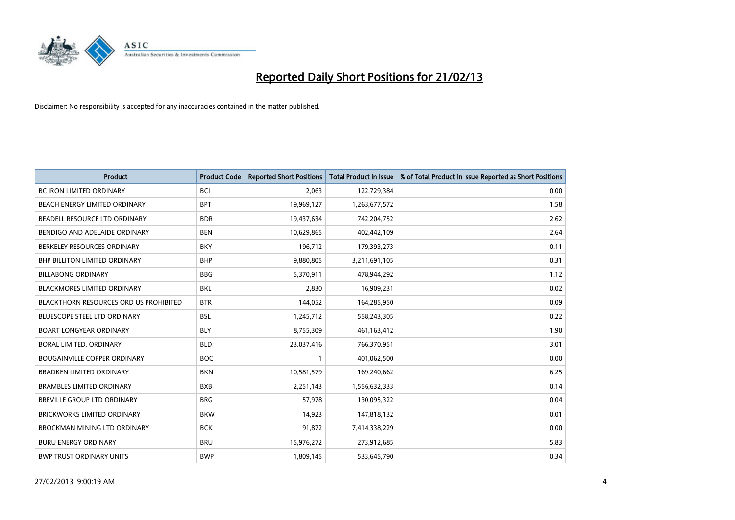# Reported Daily Short Positions for 21/02/13

Disclaimer: No responsibility is accepted for any inaccuracies contained in the matter published.

| Product | Product Code | Reported Short Positions | Total Product in Issue | % of Total Product in Issue Reported as Short Positions |
|---|---|---|---|---|
| BC IRON LIMITED ORDINARY | BCI | 2,063 | 122,729,384 | 0.00 |
| BEACH ENERGY LIMITED ORDINARY | BPT | 19,969,127 | 1,263,677,572 | 1.58 |
| BEADELL RESOURCE LTD ORDINARY | BDR | 19,437,634 | 742,204,752 | 2.62 |
| BENDIGO AND ADELAIDE ORDINARY | BEN | 10,629,865 | 402,442,109 | 2.64 |
| BERKELEY RESOURCES ORDINARY | BKY | 196,712 | 179,393,273 | 0.11 |
| BHP BILLITON LIMITED ORDINARY | BHP | 9,880,805 | 3,211,691,105 | 0.31 |
| BILLABONG ORDINARY | BBG | 5,370,911 | 478,944,292 | 1.12 |
| BLACKMORES LIMITED ORDINARY | BKL | 2,830 | 16,909,231 | 0.02 |
| BLACKTHORN RESOURCES ORD US PROHIBITED | BTR | 144,052 | 164,285,950 | 0.09 |
| BLUESCOPE STEEL LTD ORDINARY | BSL | 1,245,712 | 558,243,305 | 0.22 |
| BOART LONGYEAR ORDINARY | BLY | 8,755,309 | 461,163,412 | 1.90 |
| BORAL LIMITED. ORDINARY | BLD | 23,037,416 | 766,370,951 | 3.01 |
| BOUGAINVILLE COPPER ORDINARY | BOC | 1 | 401,062,500 | 0.00 |
| BRADKEN LIMITED ORDINARY | BKN | 10,581,579 | 169,240,662 | 6.25 |
| BRAMBLES LIMITED ORDINARY | BXB | 2,251,143 | 1,556,632,333 | 0.14 |
| BREVILLE GROUP LTD ORDINARY | BRG | 57,978 | 130,095,322 | 0.04 |
| BRICKWORKS LIMITED ORDINARY | BKW | 14,923 | 147,818,132 | 0.01 |
| BROCKMAN MINING LTD ORDINARY | BCK | 91,872 | 7,414,338,229 | 0.00 |
| BURU ENERGY ORDINARY | BRU | 15,976,272 | 273,912,685 | 5.83 |
| BWP TRUST ORDINARY UNITS | BWP | 1,809,145 | 533,645,790 | 0.34 |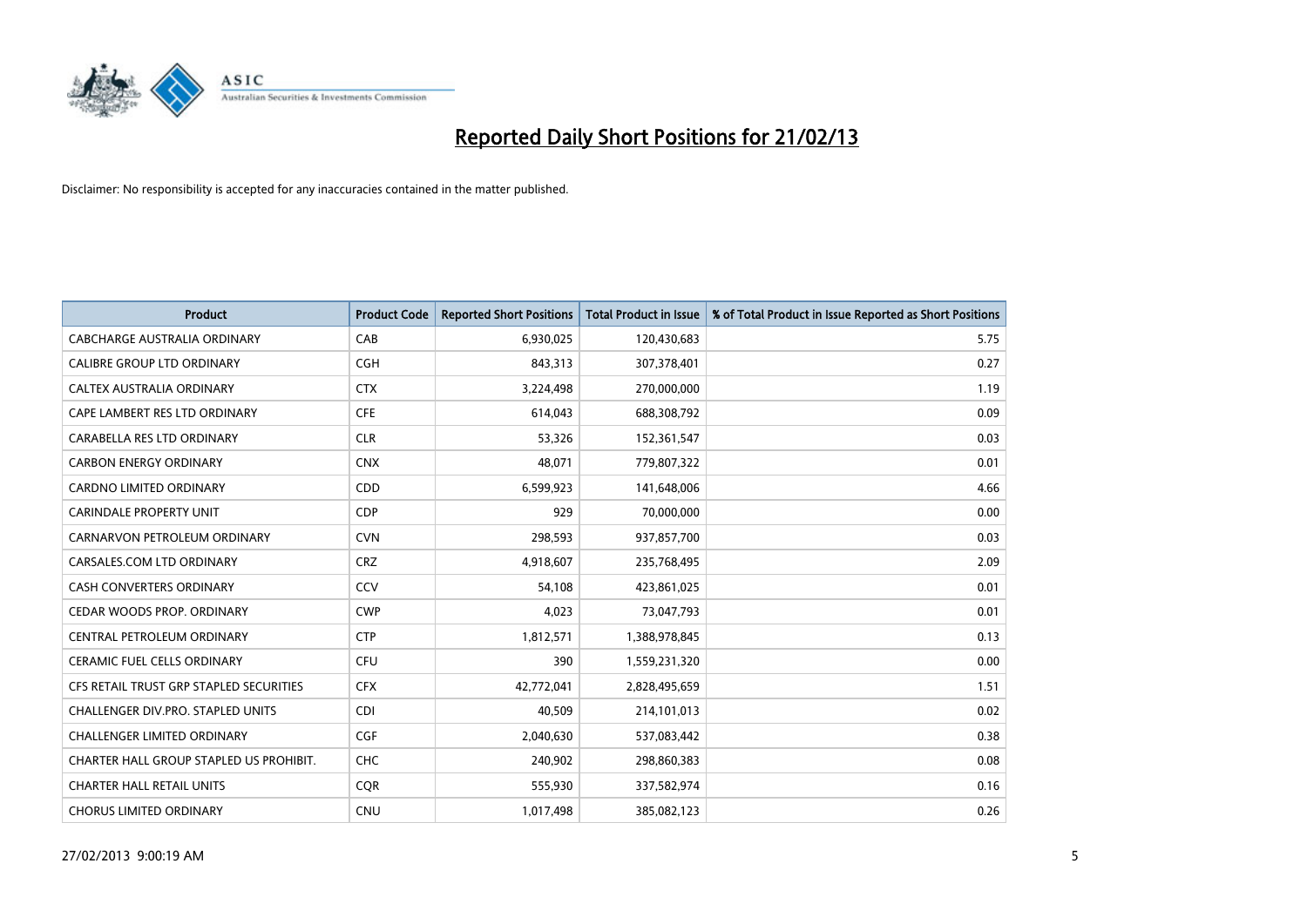# Reported Daily Short Positions for 21/02/13

Disclaimer: No responsibility is accepted for any inaccuracies contained in the matter published.

| Product | Product Code | Reported Short Positions | Total Product in Issue | % of Total Product in Issue Reported as Short Positions |
|---|---|---|---|---|
| CABCHARGE AUSTRALIA ORDINARY | CAB | 6,930,025 | 120,430,683 | 5.75 |
| CALIBRE GROUP LTD ORDINARY | CGH | 843,313 | 307,378,401 | 0.27 |
| CALTEX AUSTRALIA ORDINARY | CTX | 3,224,498 | 270,000,000 | 1.19 |
| CAPE LAMBERT RES LTD ORDINARY | CFE | 614,043 | 688,308,792 | 0.09 |
| CARABELLA RES LTD ORDINARY | CLR | 53,326 | 152,361,547 | 0.03 |
| CARBON ENERGY ORDINARY | CNX | 48,071 | 779,807,322 | 0.01 |
| CARDNO LIMITED ORDINARY | CDD | 6,599,923 | 141,648,006 | 4.66 |
| CARINDALE PROPERTY UNIT | CDP | 929 | 70,000,000 | 0.00 |
| CARNARVON PETROLEUM ORDINARY | CVN | 298,593 | 937,857,700 | 0.03 |
| CARSALES.COM LTD ORDINARY | CRZ | 4,918,607 | 235,768,495 | 2.09 |
| CASH CONVERTERS ORDINARY | CCV | 54,108 | 423,861,025 | 0.01 |
| CEDAR WOODS PROP. ORDINARY | CWP | 4,023 | 73,047,793 | 0.01 |
| CENTRAL PETROLEUM ORDINARY | CTP | 1,812,571 | 1,388,978,845 | 0.13 |
| CERAMIC FUEL CELLS ORDINARY | CFU | 390 | 1,559,231,320 | 0.00 |
| CFS RETAIL TRUST GRP STAPLED SECURITIES | CFX | 42,772,041 | 2,828,495,659 | 1.51 |
| CHALLENGER DIV.PRO. STAPLED UNITS | CDI | 40,509 | 214,101,013 | 0.02 |
| CHALLENGER LIMITED ORDINARY | CGF | 2,040,630 | 537,083,442 | 0.38 |
| CHARTER HALL GROUP STAPLED US PROHIBIT. | CHC | 240,902 | 298,860,383 | 0.08 |
| CHARTER HALL RETAIL UNITS | CQR | 555,930 | 337,582,974 | 0.16 |
| CHORUS LIMITED ORDINARY | CNU | 1,017,498 | 385,082,123 | 0.26 |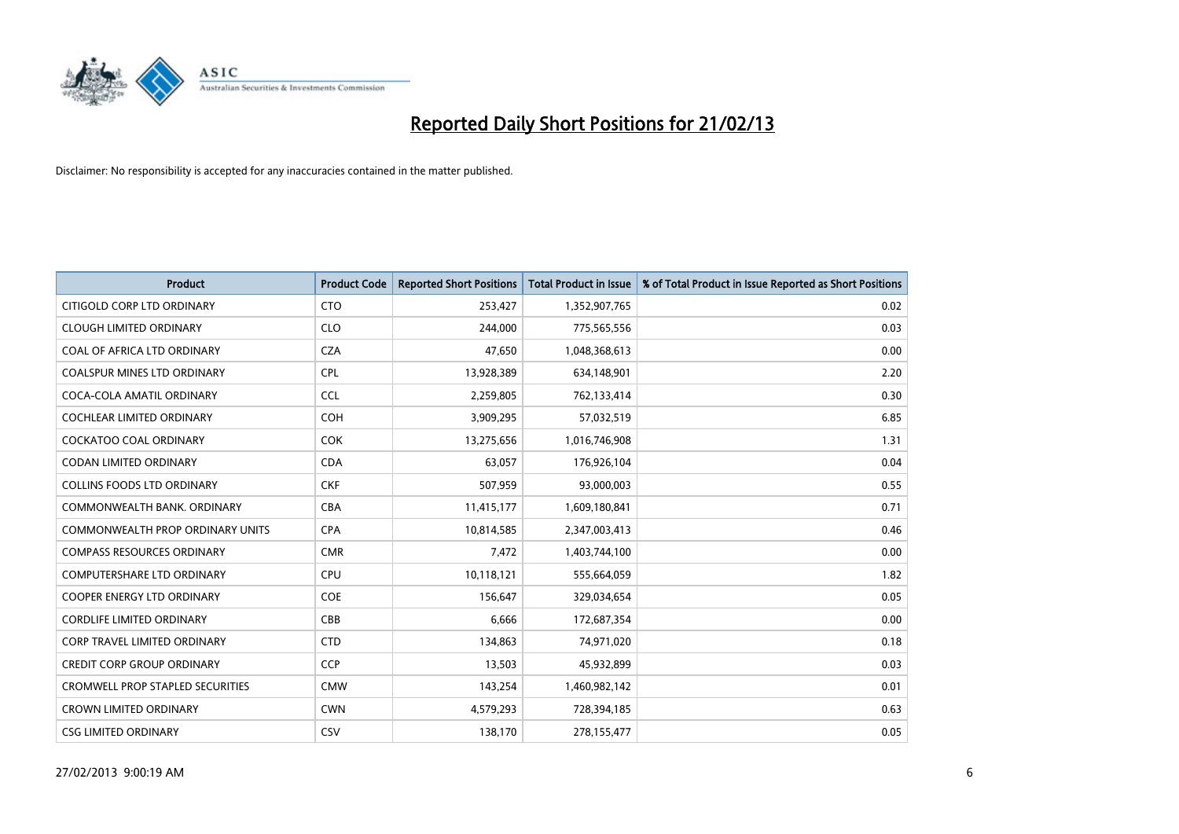# Reported Daily Short Positions for 21/02/13

Disclaimer: No responsibility is accepted for any inaccuracies contained in the matter published.

| Product | Product Code | Reported Short Positions | Total Product in Issue | % of Total Product in Issue Reported as Short Positions |
|---|---|---|---|---|
| CITIGOLD CORP LTD ORDINARY | CTO | 253,427 | 1,352,907,765 | 0.02 |
| CLOUGH LIMITED ORDINARY | CLO | 244,000 | 775,565,556 | 0.03 |
| COAL OF AFRICA LTD ORDINARY | CZA | 47,650 | 1,048,368,613 | 0.00 |
| COALSPUR MINES LTD ORDINARY | CPL | 13,928,389 | 634,148,901 | 2.20 |
| COCA-COLA AMATIL ORDINARY | CCL | 2,259,805 | 762,133,414 | 0.30 |
| COCHLEAR LIMITED ORDINARY | COH | 3,909,295 | 57,032,519 | 6.85 |
| COCKATOO COAL ORDINARY | COK | 13,275,656 | 1,016,746,908 | 1.31 |
| CODAN LIMITED ORDINARY | CDA | 63,057 | 176,926,104 | 0.04 |
| COLLINS FOODS LTD ORDINARY | CKF | 507,959 | 93,000,003 | 0.55 |
| COMMONWEALTH BANK. ORDINARY | CBA | 11,415,177 | 1,609,180,841 | 0.71 |
| COMMONWEALTH PROP ORDINARY UNITS | CPA | 10,814,585 | 2,347,003,413 | 0.46 |
| COMPASS RESOURCES ORDINARY | CMR | 7,472 | 1,403,744,100 | 0.00 |
| COMPUTERSHARE LTD ORDINARY | CPU | 10,118,121 | 555,664,059 | 1.82 |
| COOPER ENERGY LTD ORDINARY | COE | 156,647 | 329,034,654 | 0.05 |
| CORDLIFE LIMITED ORDINARY | CBB | 6,666 | 172,687,354 | 0.00 |
| CORP TRAVEL LIMITED ORDINARY | CTD | 134,863 | 74,971,020 | 0.18 |
| CREDIT CORP GROUP ORDINARY | CCP | 13,503 | 45,932,899 | 0.03 |
| CROMWELL PROP STAPLED SECURITIES | CMW | 143,254 | 1,460,982,142 | 0.01 |
| CROWN LIMITED ORDINARY | CWN | 4,579,293 | 728,394,185 | 0.63 |
| CSG LIMITED ORDINARY | CSV | 138,170 | 278,155,477 | 0.05 |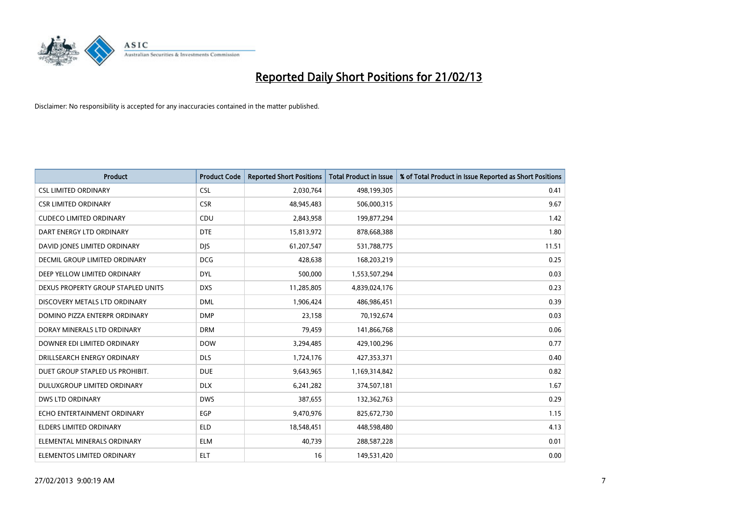# Reported Daily Short Positions for 21/02/13

Disclaimer: No responsibility is accepted for any inaccuracies contained in the matter published.

| Product | Product Code | Reported Short Positions | Total Product in Issue | % of Total Product in Issue Reported as Short Positions |
|---|---|---|---|---|
| CSL LIMITED ORDINARY | CSL | 2,030,764 | 498,199,305 | 0.41 |
| CSR LIMITED ORDINARY | CSR | 48,945,483 | 506,000,315 | 9.67 |
| CUDECO LIMITED ORDINARY | CDU | 2,843,958 | 199,877,294 | 1.42 |
| DART ENERGY LTD ORDINARY | DTE | 15,813,972 | 878,668,388 | 1.80 |
| DAVID JONES LIMITED ORDINARY | DJS | 61,207,547 | 531,788,775 | 11.51 |
| DECMIL GROUP LIMITED ORDINARY | DCG | 428,638 | 168,203,219 | 0.25 |
| DEEP YELLOW LIMITED ORDINARY | DYL | 500,000 | 1,553,507,294 | 0.03 |
| DEXUS PROPERTY GROUP STAPLED UNITS | DXS | 11,285,805 | 4,839,024,176 | 0.23 |
| DISCOVERY METALS LTD ORDINARY | DML | 1,906,424 | 486,986,451 | 0.39 |
| DOMINO PIZZA ENTERPR ORDINARY | DMP | 23,158 | 70,192,674 | 0.03 |
| DORAY MINERALS LTD ORDINARY | DRM | 79,459 | 141,866,768 | 0.06 |
| DOWNER EDI LIMITED ORDINARY | DOW | 3,294,485 | 429,100,296 | 0.77 |
| DRILLSEARCH ENERGY ORDINARY | DLS | 1,724,176 | 427,353,371 | 0.40 |
| DUET GROUP STAPLED US PROHIBIT. | DUE | 9,643,965 | 1,169,314,842 | 0.82 |
| DULUXGROUP LIMITED ORDINARY | DLX | 6,241,282 | 374,507,181 | 1.67 |
| DWS LTD ORDINARY | DWS | 387,655 | 132,362,763 | 0.29 |
| ECHO ENTERTAINMENT ORDINARY | EGP | 9,470,976 | 825,672,730 | 1.15 |
| ELDERS LIMITED ORDINARY | ELD | 18,548,451 | 448,598,480 | 4.13 |
| ELEMENTAL MINERALS ORDINARY | ELM | 40,739 | 288,587,228 | 0.01 |
| ELEMENTOS LIMITED ORDINARY | ELT | 16 | 149,531,420 | 0.00 |

27/02/2013 9:00:19 AM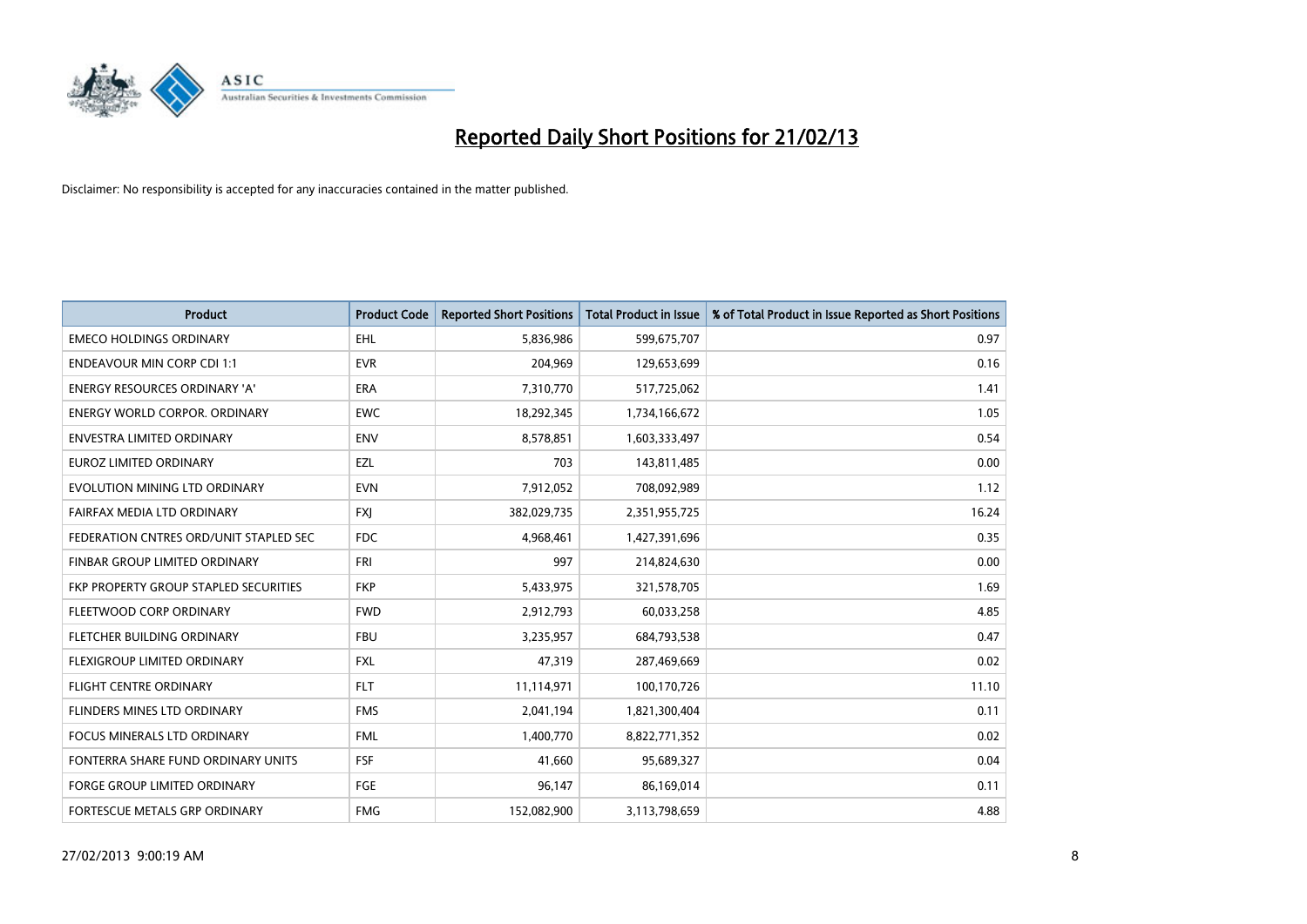# Reported Daily Short Positions for 21/02/13

Disclaimer: No responsibility is accepted for any inaccuracies contained in the matter published.

| Product | Product Code | Reported Short Positions | Total Product in Issue | % of Total Product in Issue Reported as Short Positions |
|---|---|---|---|---|
| EMECO HOLDINGS ORDINARY | EHL | 5,836,986 | 599,675,707 | 0.97 |
| ENDEAVOUR MIN CORP CDI 1:1 | EVR | 204,969 | 129,653,699 | 0.16 |
| ENERGY RESOURCES ORDINARY 'A' | ERA | 7,310,770 | 517,725,062 | 1.41 |
| ENERGY WORLD CORPOR. ORDINARY | EWC | 18,292,345 | 1,734,166,672 | 1.05 |
| ENVESTRA LIMITED ORDINARY | ENV | 8,578,851 | 1,603,333,497 | 0.54 |
| EUROZ LIMITED ORDINARY | EZL | 703 | 143,811,485 | 0.00 |
| EVOLUTION MINING LTD ORDINARY | EVN | 7,912,052 | 708,092,989 | 1.12 |
| FAIRFAX MEDIA LTD ORDINARY | FXJ | 382,029,735 | 2,351,955,725 | 16.24 |
| FEDERATION CNTRES ORD/UNIT STAPLED SEC | FDC | 4,968,461 | 1,427,391,696 | 0.35 |
| FINBAR GROUP LIMITED ORDINARY | FRI | 997 | 214,824,630 | 0.00 |
| FKP PROPERTY GROUP STAPLED SECURITIES | FKP | 5,433,975 | 321,578,705 | 1.69 |
| FLEETWOOD CORP ORDINARY | FWD | 2,912,793 | 60,033,258 | 4.85 |
| FLETCHER BUILDING ORDINARY | FBU | 3,235,957 | 684,793,538 | 0.47 |
| FLEXIGROUP LIMITED ORDINARY | FXL | 47,319 | 287,469,669 | 0.02 |
| FLIGHT CENTRE ORDINARY | FLT | 11,114,971 | 100,170,726 | 11.10 |
| FLINDERS MINES LTD ORDINARY | FMS | 2,041,194 | 1,821,300,404 | 0.11 |
| FOCUS MINERALS LTD ORDINARY | FML | 1,400,770 | 8,822,771,352 | 0.02 |
| FONTERRA SHARE FUND ORDINARY UNITS | FSF | 41,660 | 95,689,327 | 0.04 |
| FORGE GROUP LIMITED ORDINARY | FGE | 96,147 | 86,169,014 | 0.11 |
| FORTESCUE METALS GRP ORDINARY | FMG | 152,082,900 | 3,113,798,659 | 4.88 |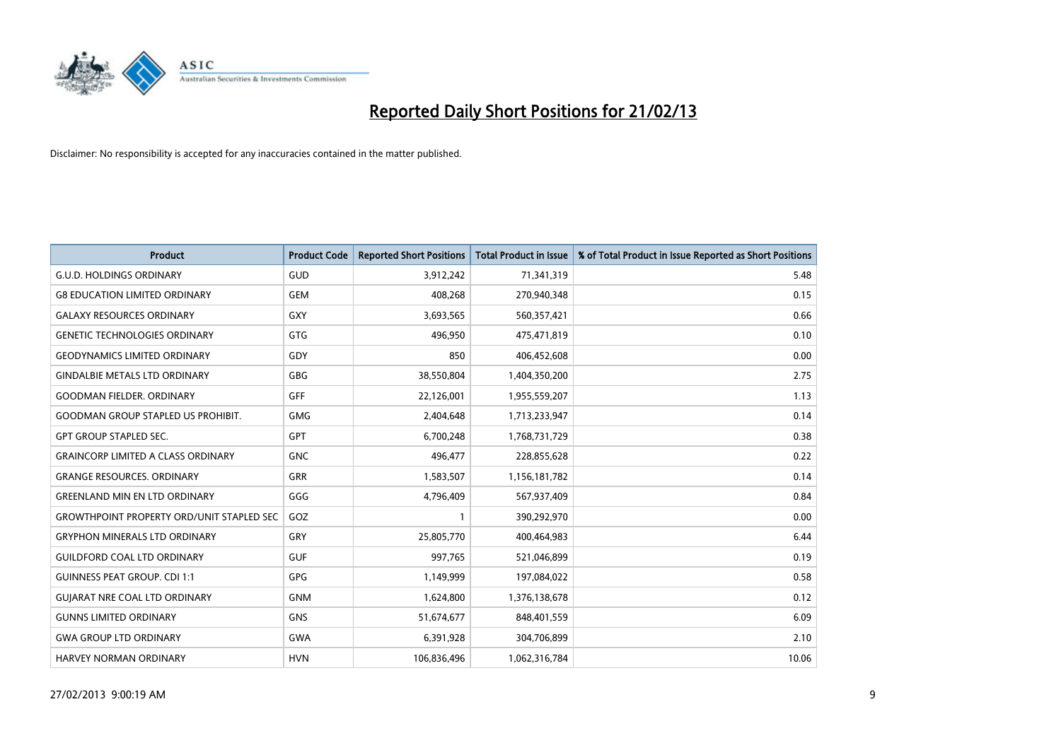# Reported Daily Short Positions for 21/02/13

Disclaimer: No responsibility is accepted for any inaccuracies contained in the matter published.

| Product | Product Code | Reported Short Positions | Total Product in Issue | % of Total Product in Issue Reported as Short Positions |
|---|---|---|---|---|
| G.U.D. HOLDINGS ORDINARY | GUD | 3,912,242 | 71,341,319 | 5.48 |
| G8 EDUCATION LIMITED ORDINARY | GEM | 408,268 | 270,940,348 | 0.15 |
| GALAXY RESOURCES ORDINARY | GXY | 3,693,565 | 560,357,421 | 0.66 |
| GENETIC TECHNOLOGIES ORDINARY | GTG | 496,950 | 475,471,819 | 0.10 |
| GEODYNAMICS LIMITED ORDINARY | GDY | 850 | 406,452,608 | 0.00 |
| GINDALBIE METALS LTD ORDINARY | GBG | 38,550,804 | 1,404,350,200 | 2.75 |
| GOODMAN FIELDER. ORDINARY | GFF | 22,126,001 | 1,955,559,207 | 1.13 |
| GOODMAN GROUP STAPLED US PROHIBIT. | GMG | 2,404,648 | 1,713,233,947 | 0.14 |
| GPT GROUP STAPLED SEC. | GPT | 6,700,248 | 1,768,731,729 | 0.38 |
| GRAINCORP LIMITED A CLASS ORDINARY | GNC | 496,477 | 228,855,628 | 0.22 |
| GRANGE RESOURCES. ORDINARY | GRR | 1,583,507 | 1,156,181,782 | 0.14 |
| GREENLAND MIN EN LTD ORDINARY | GGG | 4,796,409 | 567,937,409 | 0.84 |
| GROWTHPOINT PROPERTY ORD/UNIT STAPLED SEC | GOZ | 1 | 390,292,970 | 0.00 |
| GRYPHON MINERALS LTD ORDINARY | GRY | 25,805,770 | 400,464,983 | 6.44 |
| GUILDFORD COAL LTD ORDINARY | GUF | 997,765 | 521,046,899 | 0.19 |
| GUINNESS PEAT GROUP. CDI 1:1 | GPG | 1,149,999 | 197,084,022 | 0.58 |
| GUJARAT NRE COAL LTD ORDINARY | GNM | 1,624,800 | 1,376,138,678 | 0.12 |
| GUNNS LIMITED ORDINARY | GNS | 51,674,677 | 848,401,559 | 6.09 |
| GWA GROUP LTD ORDINARY | GWA | 6,391,928 | 304,706,899 | 2.10 |
| HARVEY NORMAN ORDINARY | HVN | 106,836,496 | 1,062,316,784 | 10.06 |

27/02/2013 9:00:19 AM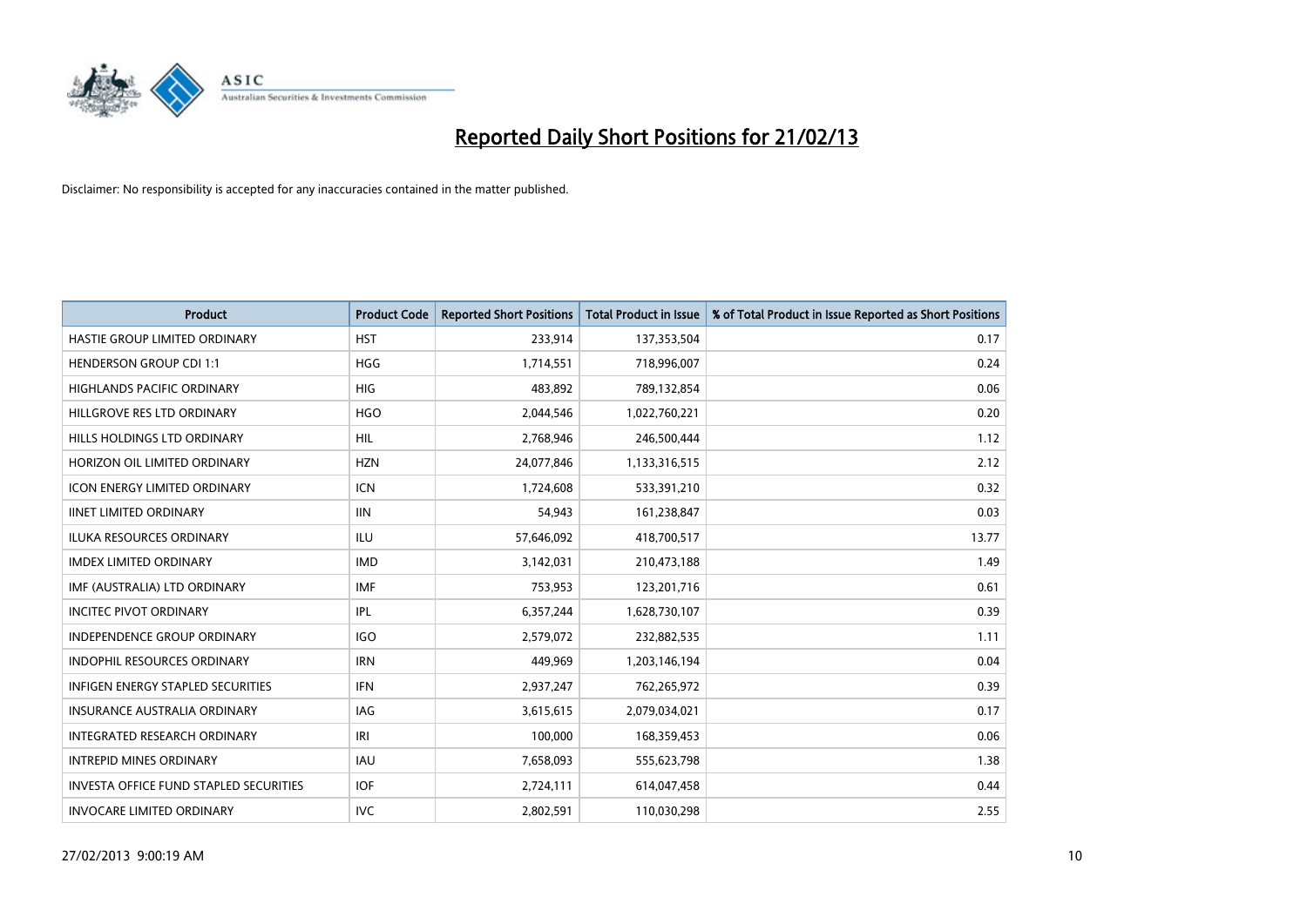# Reported Daily Short Positions for 21/02/13

Disclaimer: No responsibility is accepted for any inaccuracies contained in the matter published.

| Product | Product Code | Reported Short Positions | Total Product in Issue | % of Total Product in Issue Reported as Short Positions |
|---|---|---|---|---|
| HASTIE GROUP LIMITED ORDINARY | HST | 233,914 | 137,353,504 | 0.17 |
| HENDERSON GROUP CDI 1:1 | HGG | 1,714,551 | 718,996,007 | 0.24 |
| HIGHLANDS PACIFIC ORDINARY | HIG | 483,892 | 789,132,854 | 0.06 |
| HILLGROVE RES LTD ORDINARY | HGO | 2,044,546 | 1,022,760,221 | 0.20 |
| HILLS HOLDINGS LTD ORDINARY | HIL | 2,768,946 | 246,500,444 | 1.12 |
| HORIZON OIL LIMITED ORDINARY | HZN | 24,077,846 | 1,133,316,515 | 2.12 |
| ICON ENERGY LIMITED ORDINARY | ICN | 1,724,608 | 533,391,210 | 0.32 |
| IINET LIMITED ORDINARY | IIN | 54,943 | 161,238,847 | 0.03 |
| ILUKA RESOURCES ORDINARY | ILU | 57,646,092 | 418,700,517 | 13.77 |
| IMDEX LIMITED ORDINARY | IMD | 3,142,031 | 210,473,188 | 1.49 |
| IMF (AUSTRALIA) LTD ORDINARY | IMF | 753,953 | 123,201,716 | 0.61 |
| INCITEC PIVOT ORDINARY | IPL | 6,357,244 | 1,628,730,107 | 0.39 |
| INDEPENDENCE GROUP ORDINARY | IGO | 2,579,072 | 232,882,535 | 1.11 |
| INDOPHIL RESOURCES ORDINARY | IRN | 449,969 | 1,203,146,194 | 0.04 |
| INFIGEN ENERGY STAPLED SECURITIES | IFN | 2,937,247 | 762,265,972 | 0.39 |
| INSURANCE AUSTRALIA ORDINARY | IAG | 3,615,615 | 2,079,034,021 | 0.17 |
| INTEGRATED RESEARCH ORDINARY | IRI | 100,000 | 168,359,453 | 0.06 |
| INTREPID MINES ORDINARY | IAU | 7,658,093 | 555,623,798 | 1.38 |
| INVESTA OFFICE FUND STAPLED SECURITIES | IOF | 2,724,111 | 614,047,458 | 0.44 |
| INVOCARE LIMITED ORDINARY | IVC | 2,802,591 | 110,030,298 | 2.55 |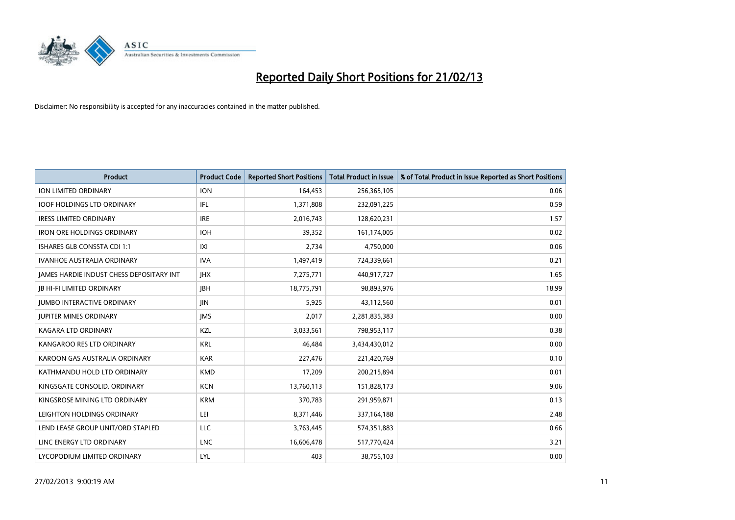# Reported Daily Short Positions for 21/02/13

Disclaimer: No responsibility is accepted for any inaccuracies contained in the matter published.

| Product | Product Code | Reported Short Positions | Total Product in Issue | % of Total Product in Issue Reported as Short Positions |
|---|---|---|---|---|
| ION LIMITED ORDINARY | ION | 164,453 | 256,365,105 | 0.06 |
| IOOF HOLDINGS LTD ORDINARY | IFL | 1,371,808 | 232,091,225 | 0.59 |
| IRESS LIMITED ORDINARY | IRE | 2,016,743 | 128,620,231 | 1.57 |
| IRON ORE HOLDINGS ORDINARY | IOH | 39,352 | 161,174,005 | 0.02 |
| ISHARES GLB CONSSTA CDI 1:1 | IXI | 2,734 | 4,750,000 | 0.06 |
| IVANHOE AUSTRALIA ORDINARY | IVA | 1,497,419 | 724,339,661 | 0.21 |
| JAMES HARDIE INDUST CHESS DEPOSITARY INT | JHX | 7,275,771 | 440,917,727 | 1.65 |
| JB HI-FI LIMITED ORDINARY | JBH | 18,775,791 | 98,893,976 | 18.99 |
| JUMBO INTERACTIVE ORDINARY | JIN | 5,925 | 43,112,560 | 0.01 |
| JUPITER MINES ORDINARY | JMS | 2,017 | 2,281,835,383 | 0.00 |
| KAGARA LTD ORDINARY | KZL | 3,033,561 | 798,953,117 | 0.38 |
| KANGAROO RES LTD ORDINARY | KRL | 46,484 | 3,434,430,012 | 0.00 |
| KAROON GAS AUSTRALIA ORDINARY | KAR | 227,476 | 221,420,769 | 0.10 |
| KATHMANDU HOLD LTD ORDINARY | KMD | 17,209 | 200,215,894 | 0.01 |
| KINGSGATE CONSOLID. ORDINARY | KCN | 13,760,113 | 151,828,173 | 9.06 |
| KINGSROSE MINING LTD ORDINARY | KRM | 370,783 | 291,959,871 | 0.13 |
| LEIGHTON HOLDINGS ORDINARY | LEI | 8,371,446 | 337,164,188 | 2.48 |
| LEND LEASE GROUP UNIT/ORD STAPLED | LLC | 3,763,445 | 574,351,883 | 0.66 |
| LINC ENERGY LTD ORDINARY | LNC | 16,606,478 | 517,770,424 | 3.21 |
| LYCOPODIUM LIMITED ORDINARY | LYL | 403 | 38,755,103 | 0.00 |

27/02/2013 9:00:19 AM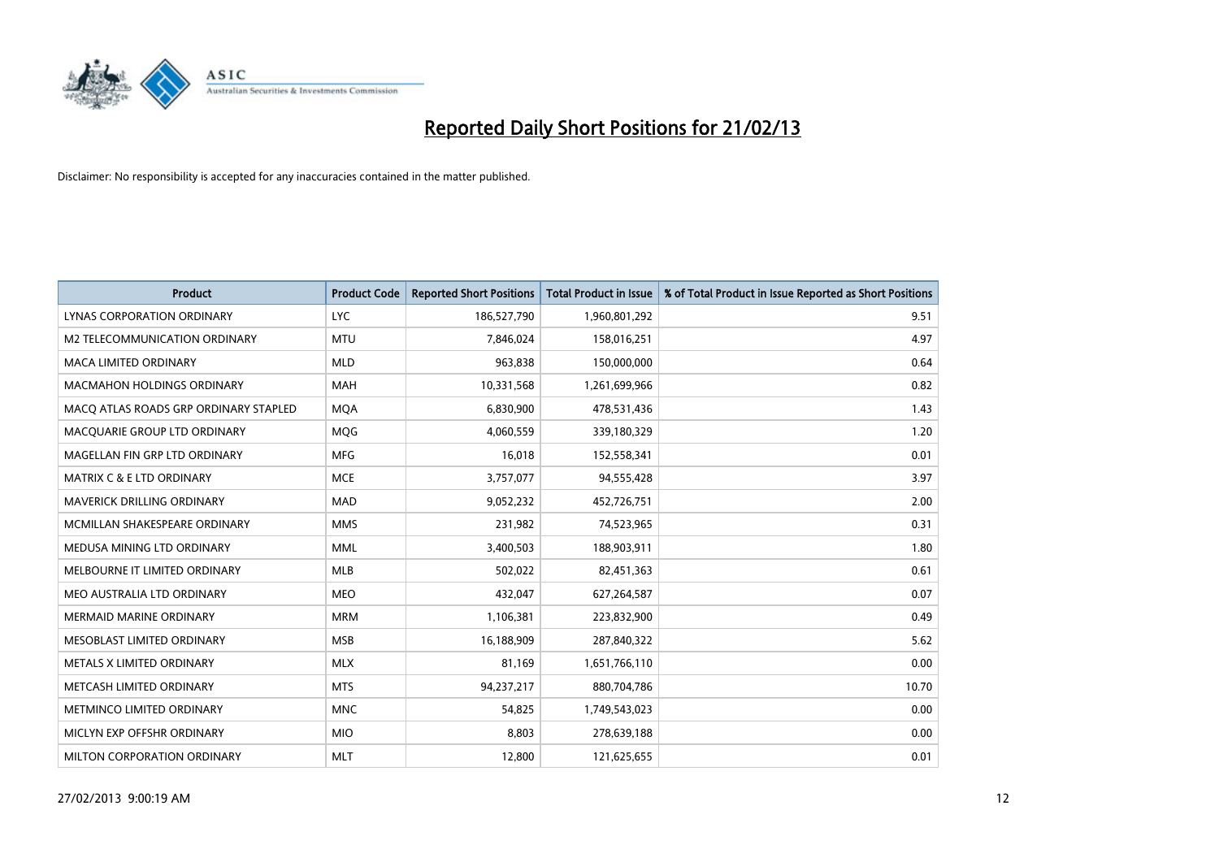# Reported Daily Short Positions for 21/02/13

Disclaimer: No responsibility is accepted for any inaccuracies contained in the matter published.

| Product | Product Code | Reported Short Positions | Total Product in Issue | % of Total Product in Issue Reported as Short Positions |
|---|---|---|---|---|
| LYNAS CORPORATION ORDINARY | LYC | 186,527,790 | 1,960,801,292 | 9.51 |
| M2 TELECOMMUNICATION ORDINARY | MTU | 7,846,024 | 158,016,251 | 4.97 |
| MACA LIMITED ORDINARY | MLD | 963,838 | 150,000,000 | 0.64 |
| MACMAHON HOLDINGS ORDINARY | MAH | 10,331,568 | 1,261,699,966 | 0.82 |
| MACQ ATLAS ROADS GRP ORDINARY STAPLED | MQA | 6,830,900 | 478,531,436 | 1.43 |
| MACQUARIE GROUP LTD ORDINARY | MQG | 4,060,559 | 339,180,329 | 1.20 |
| MAGELLAN FIN GRP LTD ORDINARY | MFG | 16,018 | 152,558,341 | 0.01 |
| MATRIX C & E LTD ORDINARY | MCE | 3,757,077 | 94,555,428 | 3.97 |
| MAVERICK DRILLING ORDINARY | MAD | 9,052,232 | 452,726,751 | 2.00 |
| MCMILLAN SHAKESPEARE ORDINARY | MMS | 231,982 | 74,523,965 | 0.31 |
| MEDUSA MINING LTD ORDINARY | MML | 3,400,503 | 188,903,911 | 1.80 |
| MELBOURNE IT LIMITED ORDINARY | MLB | 502,022 | 82,451,363 | 0.61 |
| MEO AUSTRALIA LTD ORDINARY | MEO | 432,047 | 627,264,587 | 0.07 |
| MERMAID MARINE ORDINARY | MRM | 1,106,381 | 223,832,900 | 0.49 |
| MESOBLAST LIMITED ORDINARY | MSB | 16,188,909 | 287,840,322 | 5.62 |
| METALS X LIMITED ORDINARY | MLX | 81,169 | 1,651,766,110 | 0.00 |
| METCASH LIMITED ORDINARY | MTS | 94,237,217 | 880,704,786 | 10.70 |
| METMINCO LIMITED ORDINARY | MNC | 54,825 | 1,749,543,023 | 0.00 |
| MICLYN EXP OFFSHR ORDINARY | MIO | 8,803 | 278,639,188 | 0.00 |
| MILTON CORPORATION ORDINARY | MLT | 12,800 | 121,625,655 | 0.01 |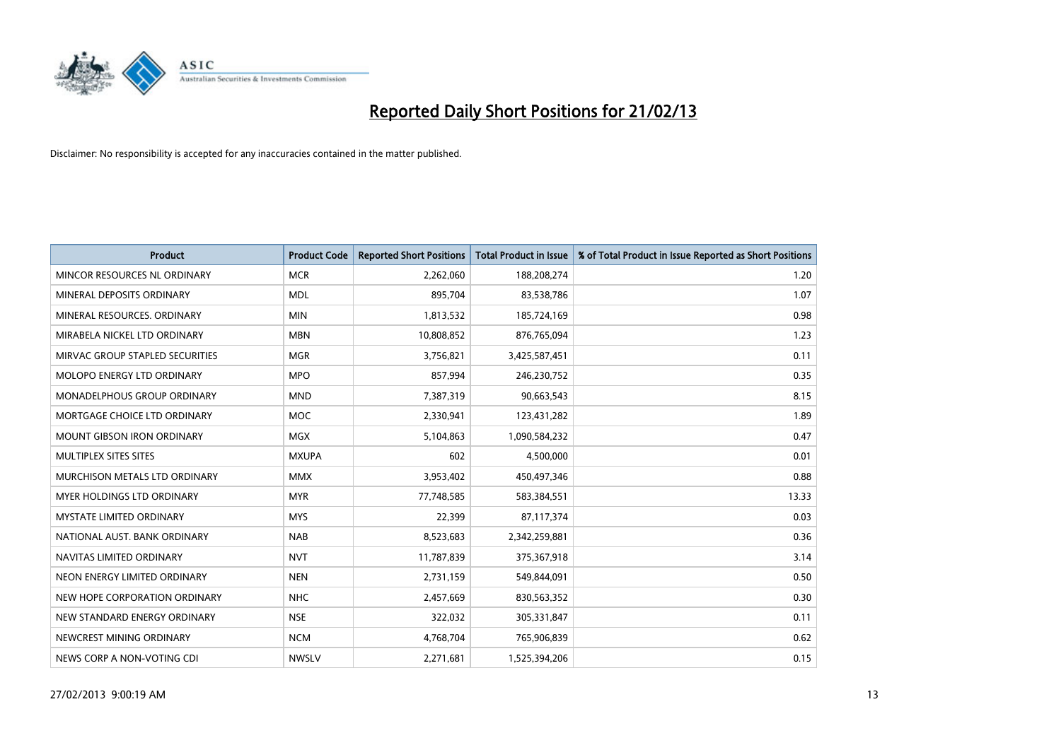# Reported Daily Short Positions for 21/02/13

Disclaimer: No responsibility is accepted for any inaccuracies contained in the matter published.

| Product | Product Code | Reported Short Positions | Total Product in Issue | % of Total Product in Issue Reported as Short Positions |
|---|---|---|---|---|
| MINCOR RESOURCES NL ORDINARY | MCR | 2,262,060 | 188,208,274 | 1.20 |
| MINERAL DEPOSITS ORDINARY | MDL | 895,704 | 83,538,786 | 1.07 |
| MINERAL RESOURCES. ORDINARY | MIN | 1,813,532 | 185,724,169 | 0.98 |
| MIRABELA NICKEL LTD ORDINARY | MBN | 10,808,852 | 876,765,094 | 1.23 |
| MIRVAC GROUP STAPLED SECURITIES | MGR | 3,756,821 | 3,425,587,451 | 0.11 |
| MOLOPO ENERGY LTD ORDINARY | MPO | 857,994 | 246,230,752 | 0.35 |
| MONADELPHOUS GROUP ORDINARY | MND | 7,387,319 | 90,663,543 | 8.15 |
| MORTGAGE CHOICE LTD ORDINARY | MOC | 2,330,941 | 123,431,282 | 1.89 |
| MOUNT GIBSON IRON ORDINARY | MGX | 5,104,863 | 1,090,584,232 | 0.47 |
| MULTIPLEX SITES SITES | MXUPA | 602 | 4,500,000 | 0.01 |
| MURCHISON METALS LTD ORDINARY | MMX | 3,953,402 | 450,497,346 | 0.88 |
| MYER HOLDINGS LTD ORDINARY | MYR | 77,748,585 | 583,384,551 | 13.33 |
| MYSTATE LIMITED ORDINARY | MYS | 22,399 | 87,117,374 | 0.03 |
| NATIONAL AUST. BANK ORDINARY | NAB | 8,523,683 | 2,342,259,881 | 0.36 |
| NAVITAS LIMITED ORDINARY | NVT | 11,787,839 | 375,367,918 | 3.14 |
| NEON ENERGY LIMITED ORDINARY | NEN | 2,731,159 | 549,844,091 | 0.50 |
| NEW HOPE CORPORATION ORDINARY | NHC | 2,457,669 | 830,563,352 | 0.30 |
| NEW STANDARD ENERGY ORDINARY | NSE | 322,032 | 305,331,847 | 0.11 |
| NEWCREST MINING ORDINARY | NCM | 4,768,704 | 765,906,839 | 0.62 |
| NEWS CORP A NON-VOTING CDI | NWSLV | 2,271,681 | 1,525,394,206 | 0.15 |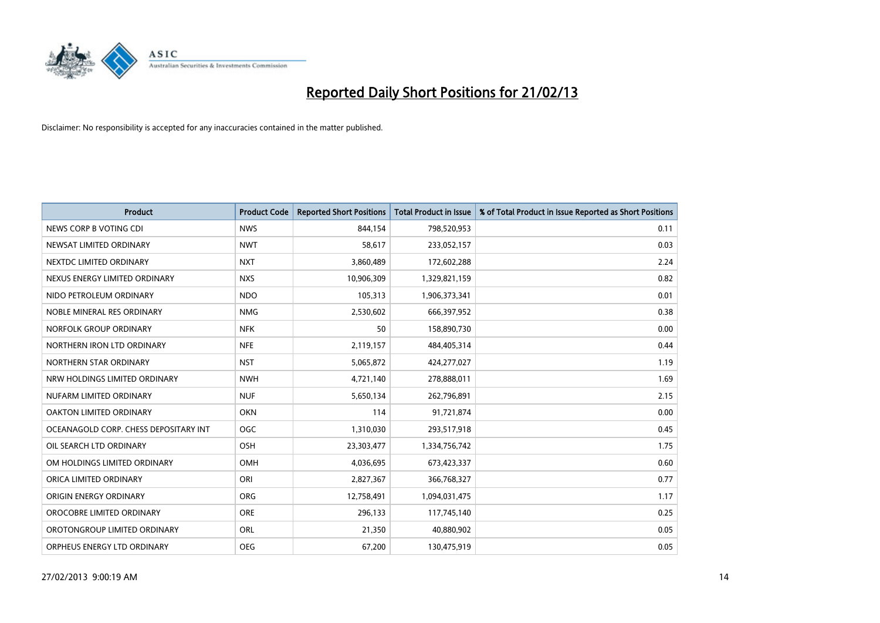# Reported Daily Short Positions for 21/02/13

Disclaimer: No responsibility is accepted for any inaccuracies contained in the matter published.

| Product | Product Code | Reported Short Positions | Total Product in Issue | % of Total Product in Issue Reported as Short Positions |
|---|---|---|---|---|
| NEWS CORP B VOTING CDI | NWS | 844,154 | 798,520,953 | 0.11 |
| NEWSAT LIMITED ORDINARY | NWT | 58,617 | 233,052,157 | 0.03 |
| NEXTDC LIMITED ORDINARY | NXT | 3,860,489 | 172,602,288 | 2.24 |
| NEXUS ENERGY LIMITED ORDINARY | NXS | 10,906,309 | 1,329,821,159 | 0.82 |
| NIDO PETROLEUM ORDINARY | NDO | 105,313 | 1,906,373,341 | 0.01 |
| NOBLE MINERAL RES ORDINARY | NMG | 2,530,602 | 666,397,952 | 0.38 |
| NORFOLK GROUP ORDINARY | NFK | 50 | 158,890,730 | 0.00 |
| NORTHERN IRON LTD ORDINARY | NFE | 2,119,157 | 484,405,314 | 0.44 |
| NORTHERN STAR ORDINARY | NST | 5,065,872 | 424,277,027 | 1.19 |
| NRW HOLDINGS LIMITED ORDINARY | NWH | 4,721,140 | 278,888,011 | 1.69 |
| NUFARM LIMITED ORDINARY | NUF | 5,650,134 | 262,796,891 | 2.15 |
| OAKTON LIMITED ORDINARY | OKN | 114 | 91,721,874 | 0.00 |
| OCEANAGOLD CORP. CHESS DEPOSITARY INT | OGC | 1,310,030 | 293,517,918 | 0.45 |
| OIL SEARCH LTD ORDINARY | OSH | 23,303,477 | 1,334,756,742 | 1.75 |
| OM HOLDINGS LIMITED ORDINARY | OMH | 4,036,695 | 673,423,337 | 0.60 |
| ORICA LIMITED ORDINARY | ORI | 2,827,367 | 366,768,327 | 0.77 |
| ORIGIN ENERGY ORDINARY | ORG | 12,758,491 | 1,094,031,475 | 1.17 |
| OROCOBRE LIMITED ORDINARY | ORE | 296,133 | 117,745,140 | 0.25 |
| OROTONGROUP LIMITED ORDINARY | ORL | 21,350 | 40,880,902 | 0.05 |
| ORPHEUS ENERGY LTD ORDINARY | OEG | 67,200 | 130,475,919 | 0.05 |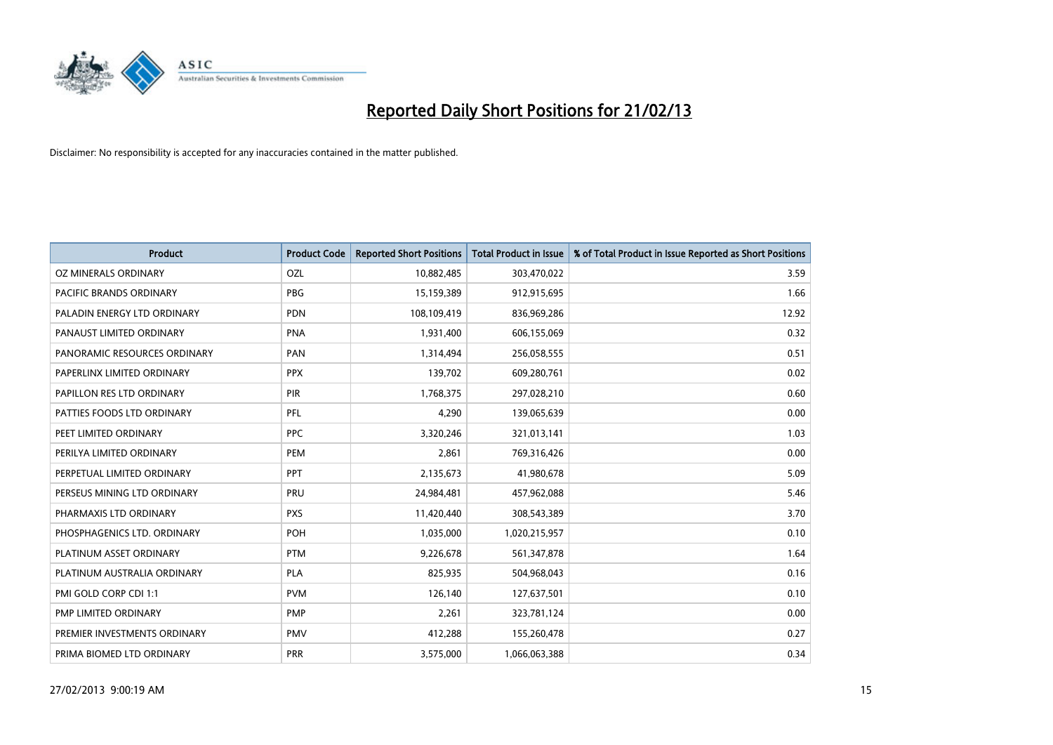# Reported Daily Short Positions for 21/02/13

Disclaimer: No responsibility is accepted for any inaccuracies contained in the matter published.

| Product | Product Code | Reported Short Positions | Total Product in Issue | % of Total Product in Issue Reported as Short Positions |
|---|---|---|---|---|
| OZ MINERALS ORDINARY | OZL | 10,882,485 | 303,470,022 | 3.59 |
| PACIFIC BRANDS ORDINARY | PBG | 15,159,389 | 912,915,695 | 1.66 |
| PALADIN ENERGY LTD ORDINARY | PDN | 108,109,419 | 836,969,286 | 12.92 |
| PANAUST LIMITED ORDINARY | PNA | 1,931,400 | 606,155,069 | 0.32 |
| PANORAMIC RESOURCES ORDINARY | PAN | 1,314,494 | 256,058,555 | 0.51 |
| PAPERLINX LIMITED ORDINARY | PPX | 139,702 | 609,280,761 | 0.02 |
| PAPILLON RES LTD ORDINARY | PIR | 1,768,375 | 297,028,210 | 0.60 |
| PATTIES FOODS LTD ORDINARY | PFL | 4,290 | 139,065,639 | 0.00 |
| PEET LIMITED ORDINARY | PPC | 3,320,246 | 321,013,141 | 1.03 |
| PERILYA LIMITED ORDINARY | PEM | 2,861 | 769,316,426 | 0.00 |
| PERPETUAL LIMITED ORDINARY | PPT | 2,135,673 | 41,980,678 | 5.09 |
| PERSEUS MINING LTD ORDINARY | PRU | 24,984,481 | 457,962,088 | 5.46 |
| PHARMAXIS LTD ORDINARY | PXS | 11,420,440 | 308,543,389 | 3.70 |
| PHOSPHAGENICS LTD. ORDINARY | POH | 1,035,000 | 1,020,215,957 | 0.10 |
| PLATINUM ASSET ORDINARY | PTM | 9,226,678 | 561,347,878 | 1.64 |
| PLATINUM AUSTRALIA ORDINARY | PLA | 825,935 | 504,968,043 | 0.16 |
| PMI GOLD CORP CDI 1:1 | PVM | 126,140 | 127,637,501 | 0.10 |
| PMP LIMITED ORDINARY | PMP | 2,261 | 323,781,124 | 0.00 |
| PREMIER INVESTMENTS ORDINARY | PMV | 412,288 | 155,260,478 | 0.27 |
| PRIMA BIOMED LTD ORDINARY | PRR | 3,575,000 | 1,066,063,388 | 0.34 |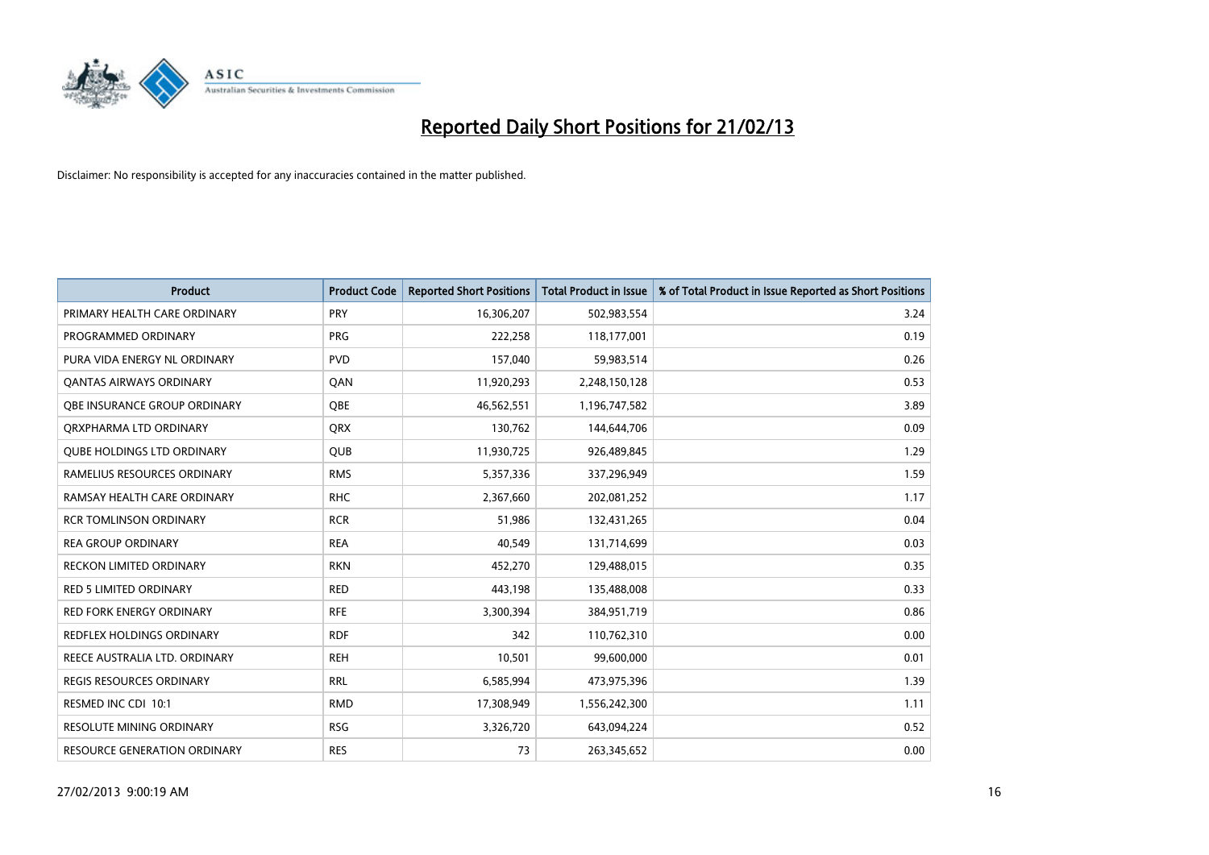# Reported Daily Short Positions for 21/02/13

Disclaimer: No responsibility is accepted for any inaccuracies contained in the matter published.

| Product | Product Code | Reported Short Positions | Total Product in Issue | % of Total Product in Issue Reported as Short Positions |
|---|---|---|---|---|
| PRIMARY HEALTH CARE ORDINARY | PRY | 16,306,207 | 502,983,554 | 3.24 |
| PROGRAMMED ORDINARY | PRG | 222,258 | 118,177,001 | 0.19 |
| PURA VIDA ENERGY NL ORDINARY | PVD | 157,040 | 59,983,514 | 0.26 |
| QANTAS AIRWAYS ORDINARY | QAN | 11,920,293 | 2,248,150,128 | 0.53 |
| QBE INSURANCE GROUP ORDINARY | QBE | 46,562,551 | 1,196,747,582 | 3.89 |
| QRXPHARMA LTD ORDINARY | QRX | 130,762 | 144,644,706 | 0.09 |
| QUBE HOLDINGS LTD ORDINARY | QUB | 11,930,725 | 926,489,845 | 1.29 |
| RAMELIUS RESOURCES ORDINARY | RMS | 5,357,336 | 337,296,949 | 1.59 |
| RAMSAY HEALTH CARE ORDINARY | RHC | 2,367,660 | 202,081,252 | 1.17 |
| RCR TOMLINSON ORDINARY | RCR | 51,986 | 132,431,265 | 0.04 |
| REA GROUP ORDINARY | REA | 40,549 | 131,714,699 | 0.03 |
| RECKON LIMITED ORDINARY | RKN | 452,270 | 129,488,015 | 0.35 |
| RED 5 LIMITED ORDINARY | RED | 443,198 | 135,488,008 | 0.33 |
| RED FORK ENERGY ORDINARY | RFE | 3,300,394 | 384,951,719 | 0.86 |
| REDFLEX HOLDINGS ORDINARY | RDF | 342 | 110,762,310 | 0.00 |
| REECE AUSTRALIA LTD. ORDINARY | REH | 10,501 | 99,600,000 | 0.01 |
| REGIS RESOURCES ORDINARY | RRL | 6,585,994 | 473,975,396 | 1.39 |
| RESMED INC CDI 10:1 | RMD | 17,308,949 | 1,556,242,300 | 1.11 |
| RESOLUTE MINING ORDINARY | RSG | 3,326,720 | 643,094,224 | 0.52 |
| RESOURCE GENERATION ORDINARY | RES | 73 | 263,345,652 | 0.00 |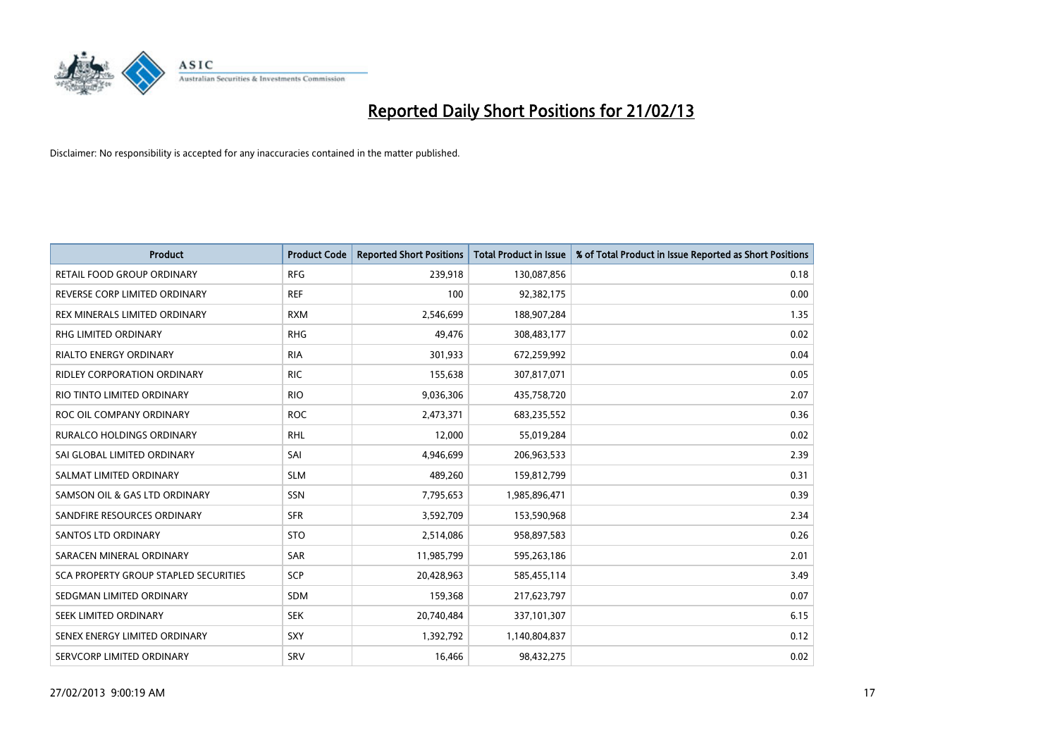# Reported Daily Short Positions for 21/02/13

Disclaimer: No responsibility is accepted for any inaccuracies contained in the matter published.

| Product | Product Code | Reported Short Positions | Total Product in Issue | % of Total Product in Issue Reported as Short Positions |
|---|---|---|---|---|
| RETAIL FOOD GROUP ORDINARY | RFG | 239,918 | 130,087,856 | 0.18 |
| REVERSE CORP LIMITED ORDINARY | REF | 100 | 92,382,175 | 0.00 |
| REX MINERALS LIMITED ORDINARY | RXM | 2,546,699 | 188,907,284 | 1.35 |
| RHG LIMITED ORDINARY | RHG | 49,476 | 308,483,177 | 0.02 |
| RIALTO ENERGY ORDINARY | RIA | 301,933 | 672,259,992 | 0.04 |
| RIDLEY CORPORATION ORDINARY | RIC | 155,638 | 307,817,071 | 0.05 |
| RIO TINTO LIMITED ORDINARY | RIO | 9,036,306 | 435,758,720 | 2.07 |
| ROC OIL COMPANY ORDINARY | ROC | 2,473,371 | 683,235,552 | 0.36 |
| RURALCO HOLDINGS ORDINARY | RHL | 12,000 | 55,019,284 | 0.02 |
| SAI GLOBAL LIMITED ORDINARY | SAI | 4,946,699 | 206,963,533 | 2.39 |
| SALMAT LIMITED ORDINARY | SLM | 489,260 | 159,812,799 | 0.31 |
| SAMSON OIL & GAS LTD ORDINARY | SSN | 7,795,653 | 1,985,896,471 | 0.39 |
| SANDFIRE RESOURCES ORDINARY | SFR | 3,592,709 | 153,590,968 | 2.34 |
| SANTOS LTD ORDINARY | STO | 2,514,086 | 958,897,583 | 0.26 |
| SARACEN MINERAL ORDINARY | SAR | 11,985,799 | 595,263,186 | 2.01 |
| SCA PROPERTY GROUP STAPLED SECURITIES | SCP | 20,428,963 | 585,455,114 | 3.49 |
| SEDGMAN LIMITED ORDINARY | SDM | 159,368 | 217,623,797 | 0.07 |
| SEEK LIMITED ORDINARY | SEK | 20,740,484 | 337,101,307 | 6.15 |
| SENEX ENERGY LIMITED ORDINARY | SXY | 1,392,792 | 1,140,804,837 | 0.12 |
| SERVCORP LIMITED ORDINARY | SRV | 16,466 | 98,432,275 | 0.02 |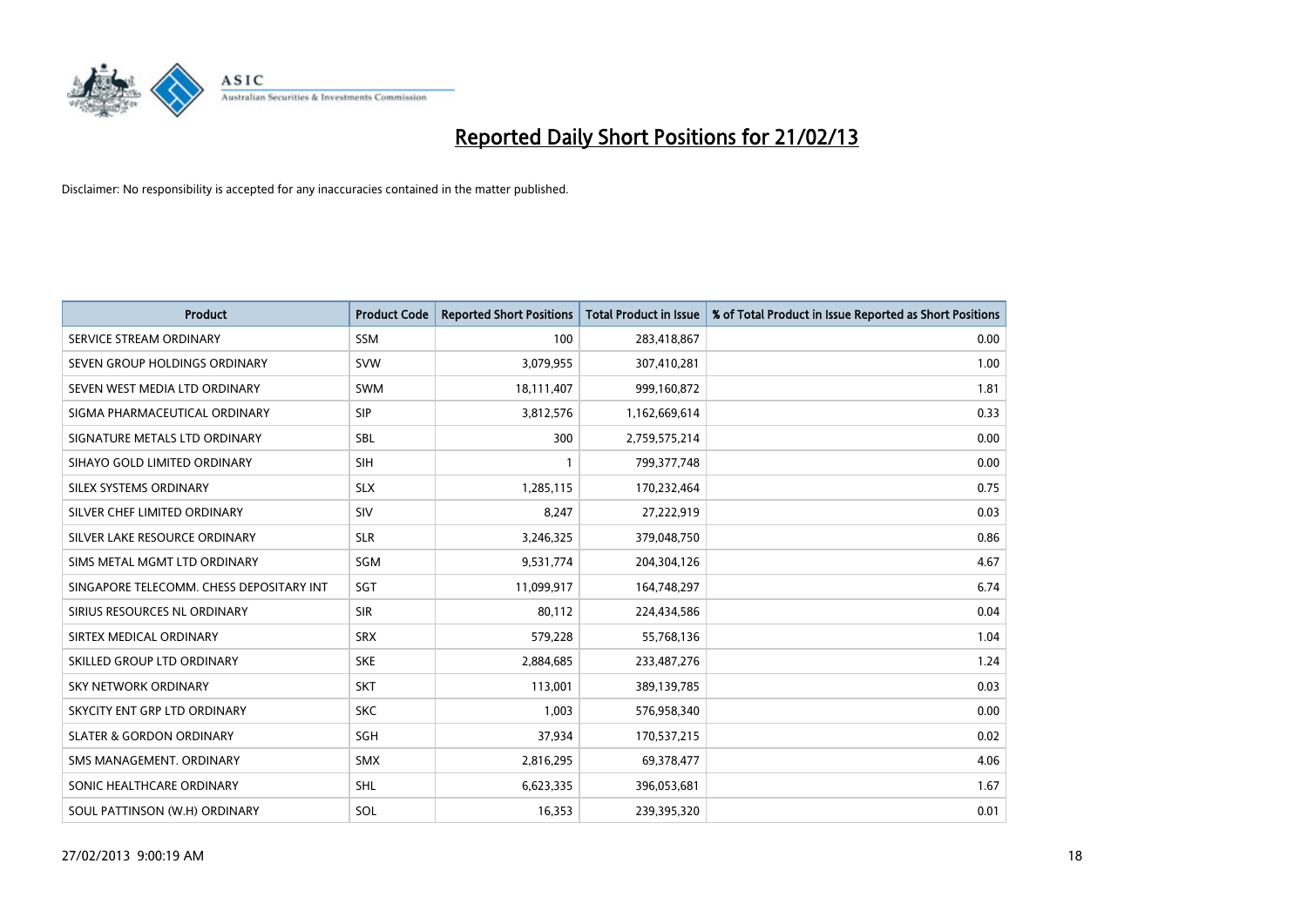# Reported Daily Short Positions for 21/02/13

Disclaimer: No responsibility is accepted for any inaccuracies contained in the matter published.

| Product | Product Code | Reported Short Positions | Total Product in Issue | % of Total Product in Issue Reported as Short Positions |
|---|---|---|---|---|
| SERVICE STREAM ORDINARY | SSM | 100 | 283,418,867 | 0.00 |
| SEVEN GROUP HOLDINGS ORDINARY | SVW | 3,079,955 | 307,410,281 | 1.00 |
| SEVEN WEST MEDIA LTD ORDINARY | SWM | 18,111,407 | 999,160,872 | 1.81 |
| SIGMA PHARMACEUTICAL ORDINARY | SIP | 3,812,576 | 1,162,669,614 | 0.33 |
| SIGNATURE METALS LTD ORDINARY | SBL | 300 | 2,759,575,214 | 0.00 |
| SIHAYO GOLD LIMITED ORDINARY | SIH | 1 | 799,377,748 | 0.00 |
| SILEX SYSTEMS ORDINARY | SLX | 1,285,115 | 170,232,464 | 0.75 |
| SILVER CHEF LIMITED ORDINARY | SIV | 8,247 | 27,222,919 | 0.03 |
| SILVER LAKE RESOURCE ORDINARY | SLR | 3,246,325 | 379,048,750 | 0.86 |
| SIMS METAL MGMT LTD ORDINARY | SGM | 9,531,774 | 204,304,126 | 4.67 |
| SINGAPORE TELECOMM. CHESS DEPOSITARY INT | SGT | 11,099,917 | 164,748,297 | 6.74 |
| SIRIUS RESOURCES NL ORDINARY | SIR | 80,112 | 224,434,586 | 0.04 |
| SIRTEX MEDICAL ORDINARY | SRX | 579,228 | 55,768,136 | 1.04 |
| SKILLED GROUP LTD ORDINARY | SKE | 2,884,685 | 233,487,276 | 1.24 |
| SKY NETWORK ORDINARY | SKT | 113,001 | 389,139,785 | 0.03 |
| SKYCITY ENT GRP LTD ORDINARY | SKC | 1,003 | 576,958,340 | 0.00 |
| SLATER & GORDON ORDINARY | SGH | 37,934 | 170,537,215 | 0.02 |
| SMS MANAGEMENT. ORDINARY | SMX | 2,816,295 | 69,378,477 | 4.06 |
| SONIC HEALTHCARE ORDINARY | SHL | 6,623,335 | 396,053,681 | 1.67 |
| SOUL PATTINSON (W.H) ORDINARY | SOL | 16,353 | 239,395,320 | 0.01 |

27/02/2013 9:00:19 AM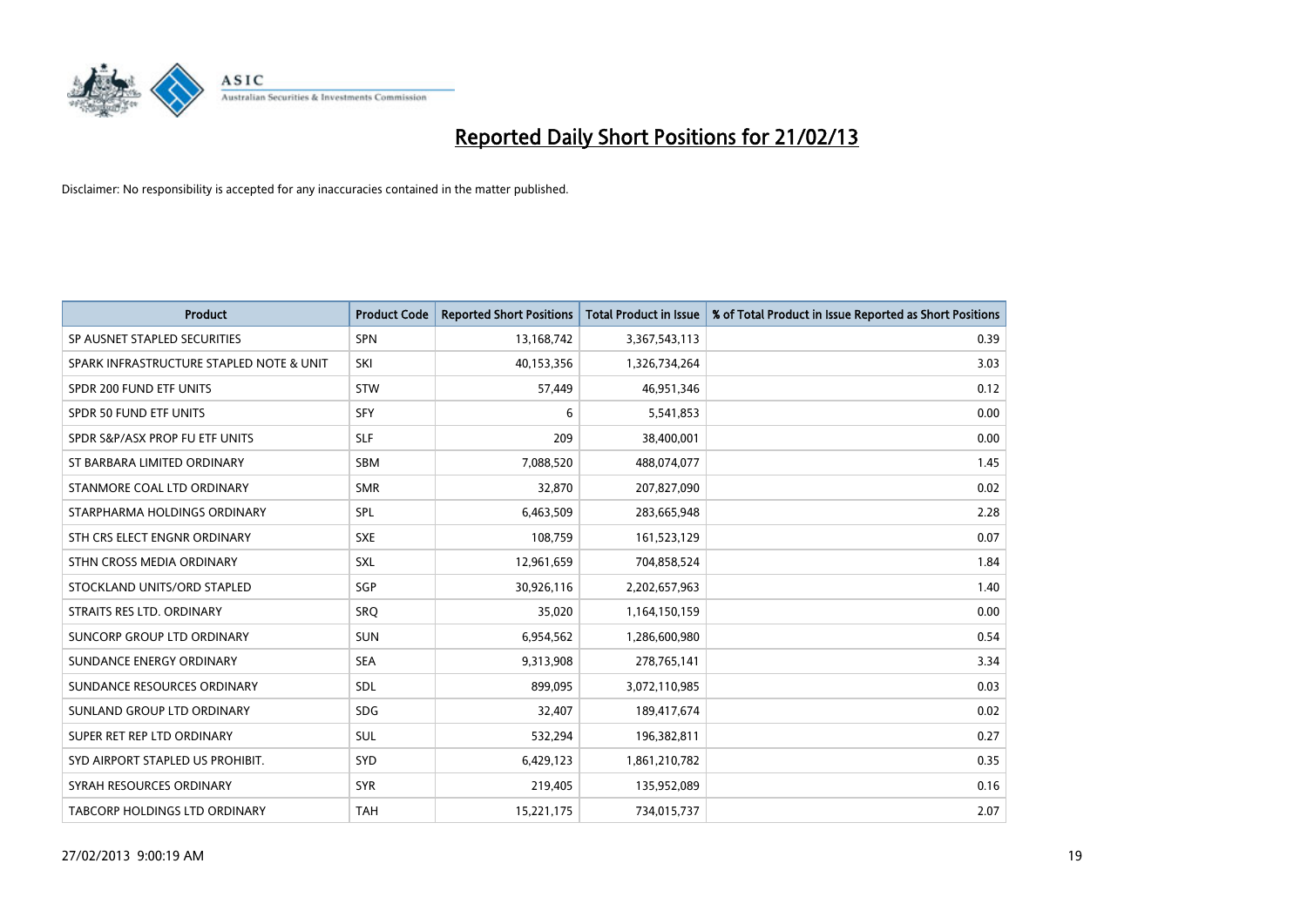# Reported Daily Short Positions for 21/02/13

Disclaimer: No responsibility is accepted for any inaccuracies contained in the matter published.

| Product | Product Code | Reported Short Positions | Total Product in Issue | % of Total Product in Issue Reported as Short Positions |
|---|---|---|---|---|
| SP AUSNET STAPLED SECURITIES | SPN | 13,168,742 | 3,367,543,113 | 0.39 |
| SPARK INFRASTRUCTURE STAPLED NOTE & UNIT | SKI | 40,153,356 | 1,326,734,264 | 3.03 |
| SPDR 200 FUND ETF UNITS | STW | 57,449 | 46,951,346 | 0.12 |
| SPDR 50 FUND ETF UNITS | SFY | 6 | 5,541,853 | 0.00 |
| SPDR S&P/ASX PROP FU ETF UNITS | SLF | 209 | 38,400,001 | 0.00 |
| ST BARBARA LIMITED ORDINARY | SBM | 7,088,520 | 488,074,077 | 1.45 |
| STANMORE COAL LTD ORDINARY | SMR | 32,870 | 207,827,090 | 0.02 |
| STARPHARMA HOLDINGS ORDINARY | SPL | 6,463,509 | 283,665,948 | 2.28 |
| STH CRS ELECT ENGNR ORDINARY | SXE | 108,759 | 161,523,129 | 0.07 |
| STHN CROSS MEDIA ORDINARY | SXL | 12,961,659 | 704,858,524 | 1.84 |
| STOCKLAND UNITS/ORD STAPLED | SGP | 30,926,116 | 2,202,657,963 | 1.40 |
| STRAITS RES LTD. ORDINARY | SRQ | 35,020 | 1,164,150,159 | 0.00 |
| SUNCORP GROUP LTD ORDINARY | SUN | 6,954,562 | 1,286,600,980 | 0.54 |
| SUNDANCE ENERGY ORDINARY | SEA | 9,313,908 | 278,765,141 | 3.34 |
| SUNDANCE RESOURCES ORDINARY | SDL | 899,095 | 3,072,110,985 | 0.03 |
| SUNLAND GROUP LTD ORDINARY | SDG | 32,407 | 189,417,674 | 0.02 |
| SUPER RET REP LTD ORDINARY | SUL | 532,294 | 196,382,811 | 0.27 |
| SYD AIRPORT STAPLED US PROHIBIT. | SYD | 6,429,123 | 1,861,210,782 | 0.35 |
| SYRAH RESOURCES ORDINARY | SYR | 219,405 | 135,952,089 | 0.16 |
| TABCORP HOLDINGS LTD ORDINARY | TAH | 15,221,175 | 734,015,737 | 2.07 |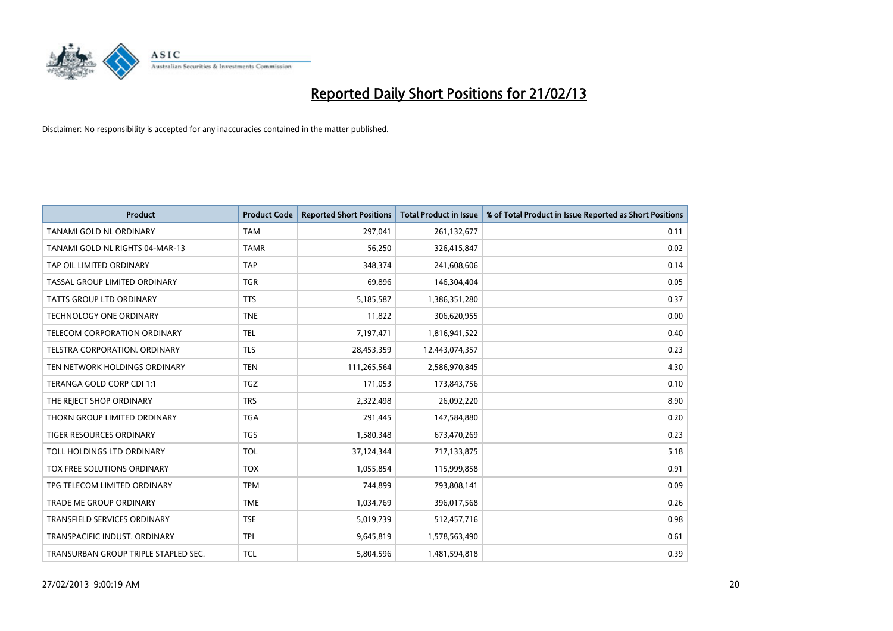# Reported Daily Short Positions for 21/02/13

Disclaimer: No responsibility is accepted for any inaccuracies contained in the matter published.

| Product | Product Code | Reported Short Positions | Total Product in Issue | % of Total Product in Issue Reported as Short Positions |
|---|---|---|---|---|
| TANAMI GOLD NL ORDINARY | TAM | 297,041 | 261,132,677 | 0.11 |
| TANAMI GOLD NL RIGHTS 04-MAR-13 | TAMR | 56,250 | 326,415,847 | 0.02 |
| TAP OIL LIMITED ORDINARY | TAP | 348,374 | 241,608,606 | 0.14 |
| TASSAL GROUP LIMITED ORDINARY | TGR | 69,896 | 146,304,404 | 0.05 |
| TATTS GROUP LTD ORDINARY | TTS | 5,185,587 | 1,386,351,280 | 0.37 |
| TECHNOLOGY ONE ORDINARY | TNE | 11,822 | 306,620,955 | 0.00 |
| TELECOM CORPORATION ORDINARY | TEL | 7,197,471 | 1,816,941,522 | 0.40 |
| TELSTRA CORPORATION. ORDINARY | TLS | 28,453,359 | 12,443,074,357 | 0.23 |
| TEN NETWORK HOLDINGS ORDINARY | TEN | 111,265,564 | 2,586,970,845 | 4.30 |
| TERANGA GOLD CORP CDI 1:1 | TGZ | 171,053 | 173,843,756 | 0.10 |
| THE REJECT SHOP ORDINARY | TRS | 2,322,498 | 26,092,220 | 8.90 |
| THORN GROUP LIMITED ORDINARY | TGA | 291,445 | 147,584,880 | 0.20 |
| TIGER RESOURCES ORDINARY | TGS | 1,580,348 | 673,470,269 | 0.23 |
| TOLL HOLDINGS LTD ORDINARY | TOL | 37,124,344 | 717,133,875 | 5.18 |
| TOX FREE SOLUTIONS ORDINARY | TOX | 1,055,854 | 115,999,858 | 0.91 |
| TPG TELECOM LIMITED ORDINARY | TPM | 744,899 | 793,808,141 | 0.09 |
| TRADE ME GROUP ORDINARY | TME | 1,034,769 | 396,017,568 | 0.26 |
| TRANSFIELD SERVICES ORDINARY | TSE | 5,019,739 | 512,457,716 | 0.98 |
| TRANSPACIFIC INDUST. ORDINARY | TPI | 9,645,819 | 1,578,563,490 | 0.61 |
| TRANSURBAN GROUP TRIPLE STAPLED SEC. | TCL | 5,804,596 | 1,481,594,818 | 0.39 |

27/02/2013 9:00:19 AM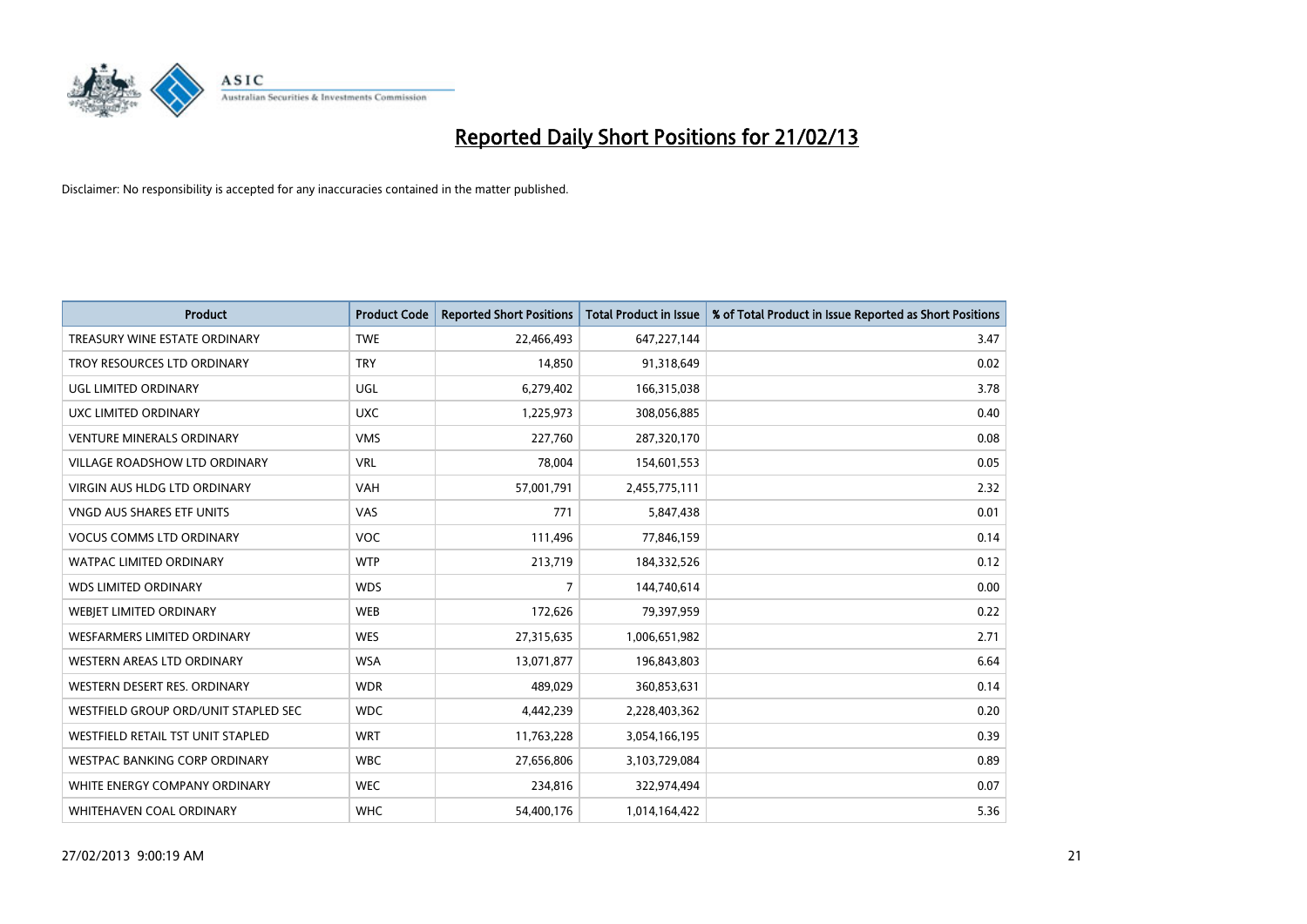# Reported Daily Short Positions for 21/02/13

Disclaimer: No responsibility is accepted for any inaccuracies contained in the matter published.

| Product | Product Code | Reported Short Positions | Total Product in Issue | % of Total Product in Issue Reported as Short Positions |
|---|---|---|---|---|
| TREASURY WINE ESTATE ORDINARY | TWE | 22,466,493 | 647,227,144 | 3.47 |
| TROY RESOURCES LTD ORDINARY | TRY | 14,850 | 91,318,649 | 0.02 |
| UGL LIMITED ORDINARY | UGL | 6,279,402 | 166,315,038 | 3.78 |
| UXC LIMITED ORDINARY | UXC | 1,225,973 | 308,056,885 | 0.40 |
| VENTURE MINERALS ORDINARY | VMS | 227,760 | 287,320,170 | 0.08 |
| VILLAGE ROADSHOW LTD ORDINARY | VRL | 78,004 | 154,601,553 | 0.05 |
| VIRGIN AUS HLDG LTD ORDINARY | VAH | 57,001,791 | 2,455,775,111 | 2.32 |
| VNGD AUS SHARES ETF UNITS | VAS | 771 | 5,847,438 | 0.01 |
| VOCUS COMMS LTD ORDINARY | VOC | 111,496 | 77,846,159 | 0.14 |
| WATPAC LIMITED ORDINARY | WTP | 213,719 | 184,332,526 | 0.12 |
| WDS LIMITED ORDINARY | WDS | 7 | 144,740,614 | 0.00 |
| WEBJET LIMITED ORDINARY | WEB | 172,626 | 79,397,959 | 0.22 |
| WESFARMERS LIMITED ORDINARY | WES | 27,315,635 | 1,006,651,982 | 2.71 |
| WESTERN AREAS LTD ORDINARY | WSA | 13,071,877 | 196,843,803 | 6.64 |
| WESTERN DESERT RES. ORDINARY | WDR | 489,029 | 360,853,631 | 0.14 |
| WESTFIELD GROUP ORD/UNIT STAPLED SEC | WDC | 4,442,239 | 2,228,403,362 | 0.20 |
| WESTFIELD RETAIL TST UNIT STAPLED | WRT | 11,763,228 | 3,054,166,195 | 0.39 |
| WESTPAC BANKING CORP ORDINARY | WBC | 27,656,806 | 3,103,729,084 | 0.89 |
| WHITE ENERGY COMPANY ORDINARY | WEC | 234,816 | 322,974,494 | 0.07 |
| WHITEHAVEN COAL ORDINARY | WHC | 54,400,176 | 1,014,164,422 | 5.36 |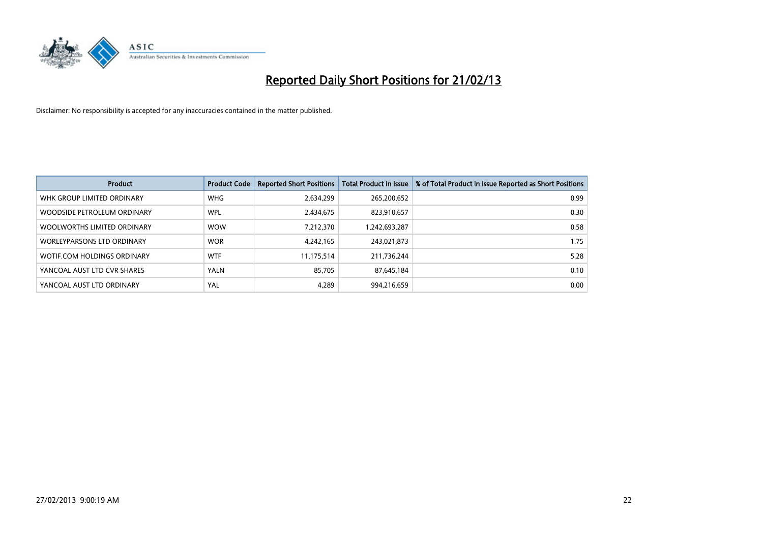# Reported Daily Short Positions for 21/02/13

Disclaimer: No responsibility is accepted for any inaccuracies contained in the matter published.

| Product | Product Code | Reported Short Positions | Total Product in Issue | % of Total Product in Issue Reported as Short Positions |
|---|---|---|---|---|
| WHK GROUP LIMITED ORDINARY | WHG | 2,634,299 | 265,200,652 | 0.99 |
| WOODSIDE PETROLEUM ORDINARY | WPL | 2,434,675 | 823,910,657 | 0.30 |
| WOOLWORTHS LIMITED ORDINARY | WOW | 7,212,370 | 1,242,693,287 | 0.58 |
| WORLEYPARSONS LTD ORDINARY | WOR | 4,242,165 | 243,021,873 | 1.75 |
| WOTIF.COM HOLDINGS ORDINARY | WTF | 11,175,514 | 211,736,244 | 5.28 |
| YANCOAL AUST LTD CVR SHARES | YALN | 85,705 | 87,645,184 | 0.10 |
| YANCOAL AUST LTD ORDINARY | YAL | 4,289 | 994,216,659 | 0.00 |